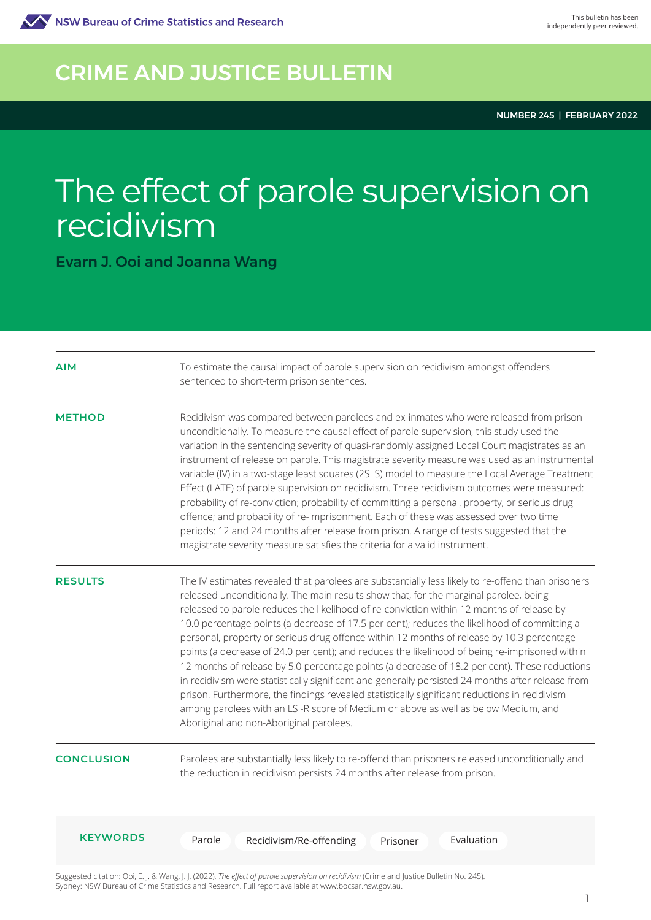NSW Bureau of Crime Statistics and Research

This bulletin has been independently peer reviewed.

# CRIME AND JUSTICE BULLETIN

**NUMBER 245 | FEBRUARY 2022**

# The effect of parole supervision on recidivism

**Evarn J. Ooi and Joanna Wang**

**AIM**

To estimate the causal impact of parole supervision on recidivism amongst offenders sentenced to short-term prison sentences.

**METHOD**

Recidivism was compared between parolees and ex-inmates who were released from prison unconditionally. To measure the causal effect of parole supervision, this study used the variation in the sentencing severity of quasi-randomly assigned Local Court magistrates as an instrument of release on parole. This magistrate severity measure was used as an instrumental variable (IV) in a two-stage least squares (2SLS) model to measure the Local Average Treatment Effect (LATE) of parole supervision on recidivism. Three recidivism outcomes were measured: probability of re-conviction; probability of committing a personal, property, or serious drug offence; and probability of re-imprisonment. Each of these was assessed over two time periods: 12 and 24 months after release from prison. A range of tests suggested that the magistrate severity measure satisfies the criteria for a valid instrument.

**RESULTS**

The IV estimates revealed that parolees are substantially less likely to re-offend than prisoners released unconditionally. The main results show that, for the marginal parolee, being released to parole reduces the likelihood of re-conviction within 12 months of release by 10.0 percentage points (a decrease of 17.5 per cent); reduces the likelihood of committing a personal, property or serious drug offence within 12 months of release by 10.3 percentage points (a decrease of 24.0 per cent); and reduces the likelihood of being re-imprisoned within 12 months of release by 5.0 percentage points (a decrease of 18.2 per cent). These reductions in recidivism were statistically significant and generally persisted 24 months after release from prison. Furthermore, the findings revealed statistically significant reductions in recidivism among parolees with an LSI-R score of Medium or above as well as below Medium, and Aboriginal and non-Aboriginal parolees.

**CONCLUSION**

Parolees are substantially less likely to re-offend than prisoners released unconditionally and the reduction in recidivism persists 24 months after release from prison.

**KEYWORDS** Parole | Recidivism/Re-offending | Prisoner | Evaluation

Suggested citation: Ooi, E. J. & Wang. J. J. (2022). *The effect of parole supervision on recidivism* (Crime and Justice Bulletin No. 245). Sydney: NSW Bureau of Crime Statistics and Research. Full report available at www.bocsar.nsw.gov.au.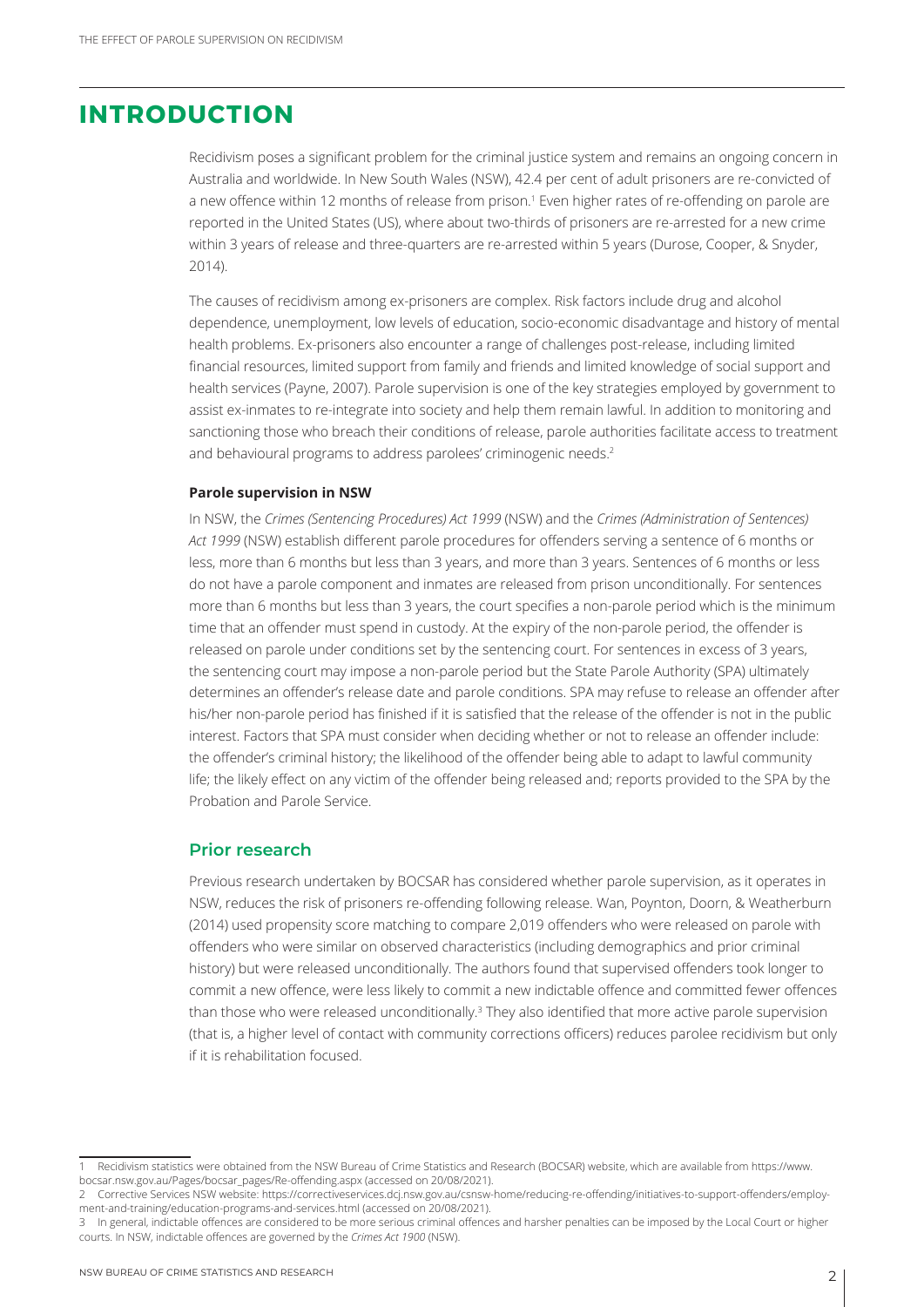# INTRODUCTION

Recidivism poses a significant problem for the criminal justice system and remains an ongoing concern in Australia and worldwide. In New South Wales (NSW), 42.4 per cent of adult prisoners are re-convicted of a new offence within 12 months of release from prison.[1] Even higher rates of re-offending on parole are reported in the United States (US), where about two-thirds of prisoners are re-arrested for a new crime within 3 years of release and three-quarters are re-arrested within 5 years (Durose, Cooper, & Snyder, 2014).

The causes of recidivism among ex-prisoners are complex. Risk factors include drug and alcohol dependence, unemployment, low levels of education, socio-economic disadvantage and history of mental health problems. Ex-prisoners also encounter a range of challenges post-release, including limited financial resources, limited support from family and friends and limited knowledge of social support and health services (Payne, 2007). Parole supervision is one of the key strategies employed by government to assist ex-inmates to re-integrate into society and help them remain lawful. In addition to monitoring and sanctioning those who breach their conditions of release, parole authorities facilitate access to treatment and behavioural programs to address parolees' criminogenic needs.[2]

**Parole supervision in NSW**

In NSW, the *Crimes (Sentencing Procedures) Act 1999* (NSW) and the *Crimes (Administration of Sentences) Act 1999* (NSW) establish different parole procedures for offenders serving a sentence of 6 months or less, more than 6 months but less than 3 years, and more than 3 years. Sentences of 6 months or less do not have a parole component and inmates are released from prison unconditionally. For sentences more than 6 months but less than 3 years, the court specifies a non-parole period which is the minimum time that an offender must spend in custody. At the expiry of the non-parole period, the offender is released on parole under conditions set by the sentencing court. For sentences in excess of 3 years, the sentencing court may impose a non-parole period but the State Parole Authority (SPA) ultimately determines an offender's release date and parole conditions. SPA may refuse to release an offender after his/her non-parole period has finished if it is satisfied that the release of the offender is not in the public interest. Factors that SPA must consider when deciding whether or not to release an offender include: the offender's criminal history; the likelihood of the offender being able to adapt to lawful community life; the likely effect on any victim of the offender being released and; reports provided to the SPA by the Probation and Parole Service.

## Prior research

Previous research undertaken by BOCSAR has considered whether parole supervision, as it operates in NSW, reduces the risk of prisoners re-offending following release. Wan, Poynton, Doorn, & Weatherburn (2014) used propensity score matching to compare 2,019 offenders who were released on parole with offenders who were similar on observed characteristics (including demographics and prior criminal history) but were released unconditionally. The authors found that supervised offenders took longer to commit a new offence, were less likely to commit a new indictable offence and committed fewer offences than those who were released unconditionally.[3] They also identified that more active parole supervision (that is, a higher level of contact with community corrections officers) reduces parolee recidivism but only if it is rehabilitation focused.

---

1 Recidivism statistics were obtained from the NSW Bureau of Crime Statistics and Research (BOCSAR) website, which are available from https://www.bocsar.nsw.gov.au/Pages/bocsar_pages/Re-offending.aspx (accessed on 20/08/2021).

2 Corrective Services NSW website: https://correctiveservices.dcj.nsw.gov.au/csnsw-home/reducing-re-offending/initiatives-to-support-offenders/employment-and-training/education-programs-and-services.html (accessed on 20/08/2021).

3 In general, indictable offences are considered to be more serious criminal offences and harsher penalties can be imposed by the Local Court or higher courts. In NSW, indictable offences are governed by the *Crimes Act 1900* (NSW).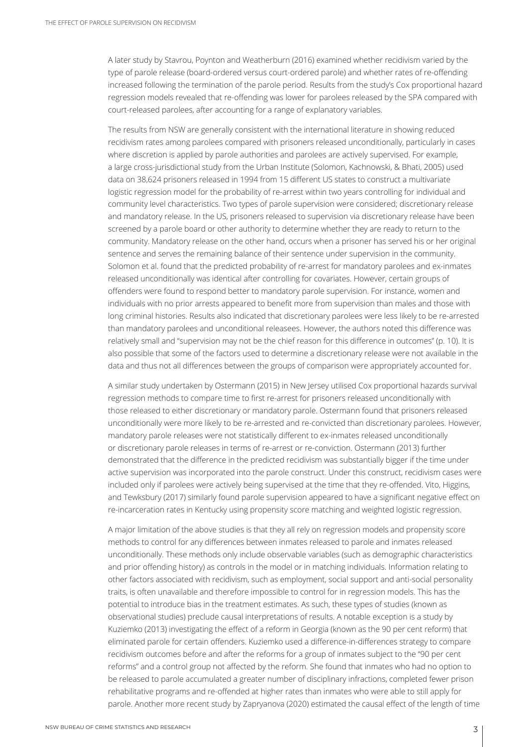A later study by Stavrou, Poynton and Weatherburn (2016) examined whether recidivism varied by the type of parole release (board-ordered versus court-ordered parole) and whether rates of re-offending increased following the termination of the parole period. Results from the study's Cox proportional hazard regression models revealed that re-offending was lower for parolees released by the SPA compared with court-released parolees, after accounting for a range of explanatory variables.

The results from NSW are generally consistent with the international literature in showing reduced recidivism rates among parolees compared with prisoners released unconditionally, particularly in cases where discretion is applied by parole authorities and parolees are actively supervised. For example, a large cross-jurisdictional study from the Urban Institute (Solomon, Kachnowski, & Bhati, 2005) used data on 38,624 prisoners released in 1994 from 15 different US states to construct a multivariate logistic regression model for the probability of re-arrest within two years controlling for individual and community level characteristics. Two types of parole supervision were considered; discretionary release and mandatory release. In the US, prisoners released to supervision via discretionary release have been screened by a parole board or other authority to determine whether they are ready to return to the community. Mandatory release on the other hand, occurs when a prisoner has served his or her original sentence and serves the remaining balance of their sentence under supervision in the community. Solomon et al. found that the predicted probability of re-arrest for mandatory parolees and ex-inmates released unconditionally was identical after controlling for covariates. However, certain groups of offenders were found to respond better to mandatory parole supervision. For instance, women and individuals with no prior arrests appeared to benefit more from supervision than males and those with long criminal histories. Results also indicated that discretionary parolees were less likely to be re-arrested than mandatory parolees and unconditional releasees. However, the authors noted this difference was relatively small and "supervision may not be the chief reason for this difference in outcomes" (p. 10). It is also possible that some of the factors used to determine a discretionary release were not available in the data and thus not all differences between the groups of comparison were appropriately accounted for.

A similar study undertaken by Ostermann (2015) in New Jersey utilised Cox proportional hazards survival regression methods to compare time to first re-arrest for prisoners released unconditionally with those released to either discretionary or mandatory parole. Ostermann found that prisoners released unconditionally were more likely to be re-arrested and re-convicted than discretionary parolees. However, mandatory parole releases were not statistically different to ex-inmates released unconditionally or discretionary parole releases in terms of re-arrest or re-conviction. Ostermann (2013) further demonstrated that the difference in the predicted recidivism was substantially bigger if the time under active supervision was incorporated into the parole construct. Under this construct, recidivism cases were included only if parolees were actively being supervised at the time that they re-offended. Vito, Higgins, and Tewksbury (2017) similarly found parole supervision appeared to have a significant negative effect on re-incarceration rates in Kentucky using propensity score matching and weighted logistic regression.

A major limitation of the above studies is that they all rely on regression models and propensity score methods to control for any differences between inmates released to parole and inmates released unconditionally. These methods only include observable variables (such as demographic characteristics and prior offending history) as controls in the model or in matching individuals. Information relating to other factors associated with recidivism, such as employment, social support and anti-social personality traits, is often unavailable and therefore impossible to control for in regression models. This has the potential to introduce bias in the treatment estimates. As such, these types of studies (known as observational studies) preclude causal interpretations of results. A notable exception is a study by Kuziemko (2013) investigating the effect of a reform in Georgia (known as the 90 per cent reform) that eliminated parole for certain offenders. Kuziemko used a difference-in-differences strategy to compare recidivism outcomes before and after the reforms for a group of inmates subject to the "90 per cent reforms" and a control group not affected by the reform. She found that inmates who had no option to be released to parole accumulated a greater number of disciplinary infractions, completed fewer prison rehabilitative programs and re-offended at higher rates than inmates who were able to still apply for parole. Another more recent study by Zapryanova (2020) estimated the causal effect of the length of time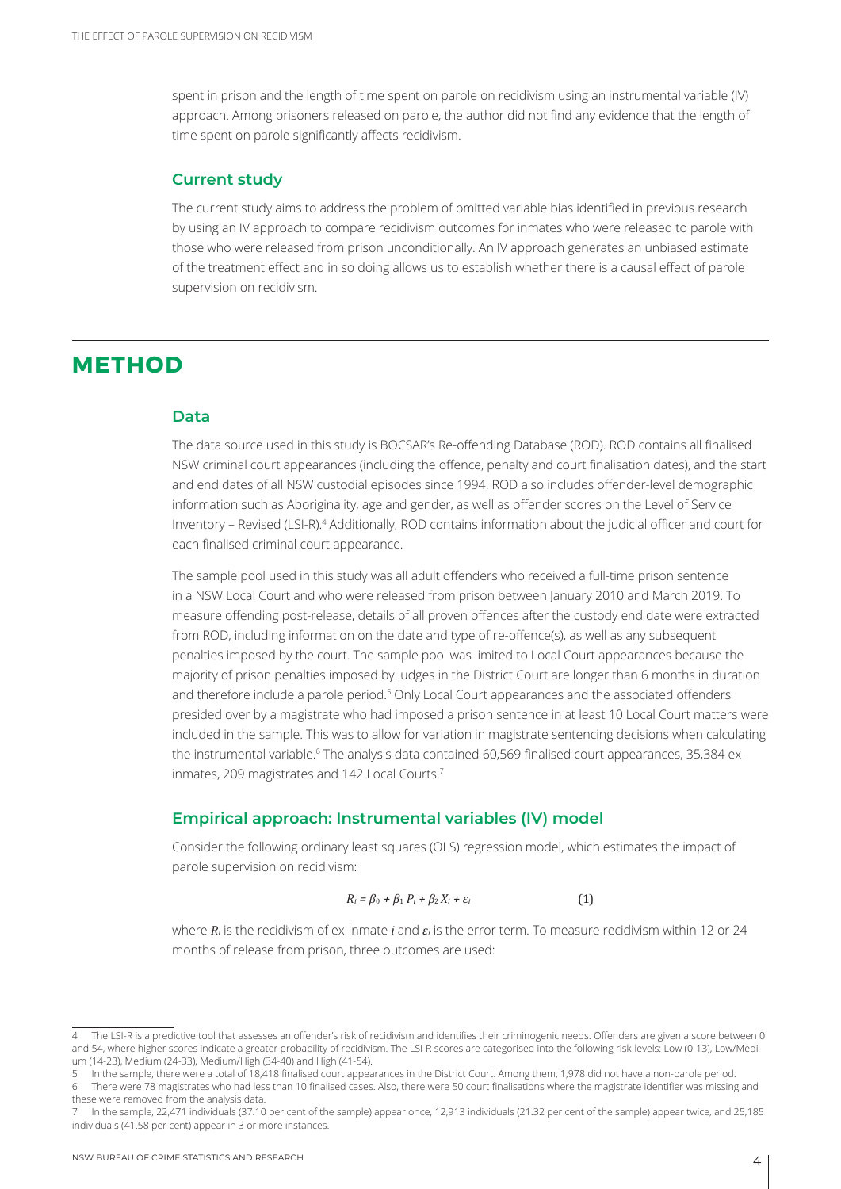spent in prison and the length of time spent on parole on recidivism using an instrumental variable (IV) approach. Among prisoners released on parole, the author did not find any evidence that the length of time spent on parole significantly affects recidivism.

### Current study

The current study aims to address the problem of omitted variable bias identified in previous research by using an IV approach to compare recidivism outcomes for inmates who were released to parole with those who were released from prison unconditionally. An IV approach generates an unbiased estimate of the treatment effect and in so doing allows us to establish whether there is a causal effect of parole supervision on recidivism.

## METHOD

### Data

The data source used in this study is BOCSAR's Re-offending Database (ROD). ROD contains all finalised NSW criminal court appearances (including the offence, penalty and court finalisation dates), and the start and end dates of all NSW custodial episodes since 1994. ROD also includes offender-level demographic information such as Aboriginality, age and gender, as well as offender scores on the Level of Service Inventory – Revised (LSI-R).[4] Additionally, ROD contains information about the judicial officer and court for each finalised criminal court appearance.

The sample pool used in this study was all adult offenders who received a full-time prison sentence in a NSW Local Court and who were released from prison between January 2010 and March 2019. To measure offending post-release, details of all proven offences after the custody end date were extracted from ROD, including information on the date and type of re-offence(s), as well as any subsequent penalties imposed by the court. The sample pool was limited to Local Court appearances because the majority of prison penalties imposed by judges in the District Court are longer than 6 months in duration and therefore include a parole period.[5] Only Local Court appearances and the associated offenders presided over by a magistrate who had imposed a prison sentence in at least 10 Local Court matters were included in the sample. This was to allow for variation in magistrate sentencing decisions when calculating the instrumental variable.[6] The analysis data contained 60,569 finalised court appearances, 35,384 ex-inmates, 209 magistrates and 142 Local Courts.[7]

### Empirical approach: Instrumental variables (IV) model

Consider the following ordinary least squares (OLS) regression model, which estimates the impact of parole supervision on recidivism:

$$R_i = \beta_0 + \beta_1 P_i + \beta_2 X_i + \varepsilon_i \qquad (1)$$

where $R_i$ is the recidivism of ex-inmate $i$ and $\varepsilon_i$ is the error term. To measure recidivism within 12 or 24 months of release from prison, three outcomes are used:

---

4 The LSI-R is a predictive tool that assesses an offender's risk of recidivism and identifies their criminogenic needs. Offenders are given a score between 0 and 54, where higher scores indicate a greater probability of recidivism. The LSI-R scores are categorised into the following risk-levels: Low (0-13), Low/Medium (14-23), Medium (24-33), Medium/High (34-40) and High (41-54).

5 In the sample, there were a total of 18,418 finalised court appearances in the District Court. Among them, 1,978 did not have a non-parole period.

6 There were 78 magistrates who had less than 10 finalised cases. Also, there were 50 court finalisations where the magistrate identifier was missing and these were removed from the analysis data.

7 In the sample, 22,471 individuals (37.10 per cent of the sample) appear once, 12,913 individuals (21.32 per cent of the sample) appear twice, and 25,185 individuals (41.58 per cent) appear in 3 or more instances.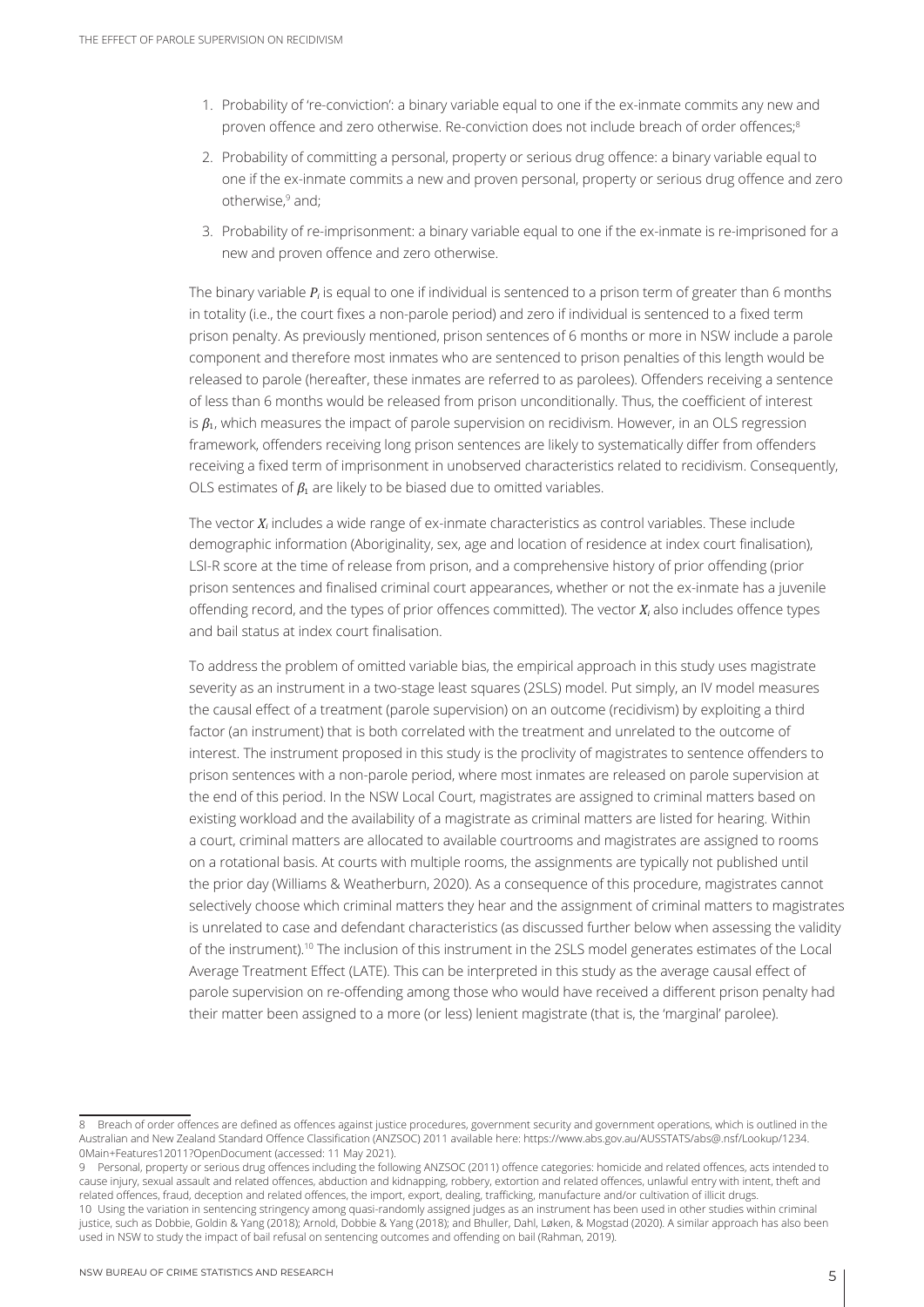1. Probability of 're-conviction': a binary variable equal to one if the ex-inmate commits any new and proven offence and zero otherwise. Re-conviction does not include breach of order offences;[8]
2. Probability of committing a personal, property or serious drug offence: a binary variable equal to one if the ex-inmate commits a new and proven personal, property or serious drug offence and zero otherwise,[9] and;
3. Probability of re-imprisonment: a binary variable equal to one if the ex-inmate is re-imprisoned for a new and proven offence and zero otherwise.

The binary variable $P_i$ is equal to one if individual is sentenced to a prison term of greater than 6 months in totality (i.e., the court fixes a non-parole period) and zero if individual is sentenced to a fixed term prison penalty. As previously mentioned, prison sentences of 6 months or more in NSW include a parole component and therefore most inmates who are sentenced to prison penalties of this length would be released to parole (hereafter, these inmates are referred to as parolees). Offenders receiving a sentence of less than 6 months would be released from prison unconditionally. Thus, the coefficient of interest is $\beta_1$, which measures the impact of parole supervision on recidivism. However, in an OLS regression framework, offenders receiving long prison sentences are likely to systematically differ from offenders receiving a fixed term of imprisonment in unobserved characteristics related to recidivism. Consequently, OLS estimates of $\beta_1$ are likely to be biased due to omitted variables.

The vector $X_i$ includes a wide range of ex-inmate characteristics as control variables. These include demographic information (Aboriginality, sex, age and location of residence at index court finalisation), LSI-R score at the time of release from prison, and a comprehensive history of prior offending (prior prison sentences and finalised criminal court appearances, whether or not the ex-inmate has a juvenile offending record, and the types of prior offences committed). The vector $X_i$ also includes offence types and bail status at index court finalisation.

To address the problem of omitted variable bias, the empirical approach in this study uses magistrate severity as an instrument in a two-stage least squares (2SLS) model. Put simply, an IV model measures the causal effect of a treatment (parole supervision) on an outcome (recidivism) by exploiting a third factor (an instrument) that is both correlated with the treatment and unrelated to the outcome of interest. The instrument proposed in this study is the proclivity of magistrates to sentence offenders to prison sentences with a non-parole period, where most inmates are released on parole supervision at the end of this period. In the NSW Local Court, magistrates are assigned to criminal matters based on existing workload and the availability of a magistrate as criminal matters are listed for hearing. Within a court, criminal matters are allocated to available courtrooms and magistrates are assigned to rooms on a rotational basis. At courts with multiple rooms, the assignments are typically not published until the prior day (Williams & Weatherburn, 2020). As a consequence of this procedure, magistrates cannot selectively choose which criminal matters they hear and the assignment of criminal matters to magistrates is unrelated to case and defendant characteristics (as discussed further below when assessing the validity of the instrument).[10] The inclusion of this instrument in the 2SLS model generates estimates of the Local Average Treatment Effect (LATE). This can be interpreted in this study as the average causal effect of parole supervision on re-offending among those who would have received a different prison penalty had their matter been assigned to a more (or less) lenient magistrate (that is, the 'marginal' parolee).

---

8 Breach of order offences are defined as offences against justice procedures, government security and government operations, which is outlined in the Australian and New Zealand Standard Offence Classification (ANZSOC) 2011 available here: https://www.abs.gov.au/AUSSTATS/abs@.nsf/Lookup/1234.0Main+Features12011?OpenDocument (accessed: 11 May 2021).

9 Personal, property or serious drug offences including the following ANZSOC (2011) offence categories: homicide and related offences, acts intended to cause injury, sexual assault and related offences, abduction and kidnapping, robbery, extortion and related offences, unlawful entry with intent, theft and related offences, fraud, deception and related offences, the import, export, dealing, trafficking, manufacture and/or cultivation of illicit drugs.

10 Using the variation in sentencing stringency among quasi-randomly assigned judges as an instrument has been used in other studies within criminal justice, such as Dobbie, Goldin & Yang (2018); Arnold, Dobbie & Yang (2018); and Bhuller, Dahl, Løken, & Mogstad (2020). A similar approach has also been used in NSW to study the impact of bail refusal on sentencing outcomes and offending on bail (Rahman, 2019).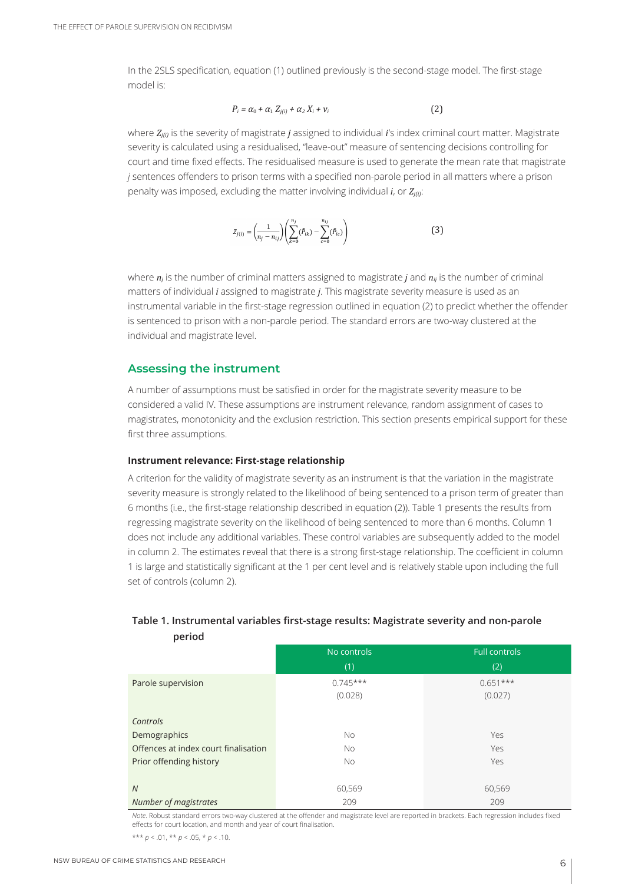In the 2SLS specification, equation (1) outlined previously is the second-stage model. The first-stage model is:

$$P_i = \alpha_0 + \alpha_1 Z_{j(i)} + \alpha_2 X_i + v_i \qquad (2)$$

where $Z_{j(i)}$ is the severity of magistrate $j$ assigned to individual $i$'s index criminal court matter. Magistrate severity is calculated using a residualised, "leave-out" measure of sentencing decisions controlling for court and time fixed effects. The residualised measure is used to generate the mean rate that magistrate $j$ sentences offenders to prison terms with a specified non-parole period in all matters where a prison penalty was imposed, excluding the matter involving individual $i$, or $Z_{j(i)}$:

$$Z_{j(i)} = \left(\frac{1}{n_j - n_{ij}}\right)\left(\sum_{k=0}^{n_j}(\hat{P}_{ik}) - \sum_{c=0}^{n_{ij}}(\hat{P}_{ic})\right) \qquad (3)$$

where $n_j$ is the number of criminal matters assigned to magistrate $j$ and $n_{ij}$ is the number of criminal matters of individual $i$ assigned to magistrate $j$. This magistrate severity measure is used as an instrumental variable in the first-stage regression outlined in equation (2) to predict whether the offender is sentenced to prison with a non-parole period. The standard errors are two-way clustered at the individual and magistrate level.

## Assessing the instrument

A number of assumptions must be satisfied in order for the magistrate severity measure to be considered a valid IV. These assumptions are instrument relevance, random assignment of cases to magistrates, monotonicity and the exclusion restriction. This section presents empirical support for these first three assumptions.

### Instrument relevance: First-stage relationship

A criterion for the validity of magistrate severity as an instrument is that the variation in the magistrate severity measure is strongly related to the likelihood of being sentenced to a prison term of greater than 6 months (i.e., the first-stage relationship described in equation (2)). Table 1 presents the results from regressing magistrate severity on the likelihood of being sentenced to more than 6 months. Column 1 does not include any additional variables. These control variables are subsequently added to the model in column 2. The estimates reveal that there is a strong first-stage relationship. The coefficient in column 1 is large and statistically significant at the 1 per cent level and is relatively stable upon including the full set of controls (column 2).

**Table 1. Instrumental variables first-stage results: Magistrate severity and non-parole period**

| | No controls (1) | Full controls (2) |
|---|---|---|
| Parole supervision | 0.745*** | 0.651*** |
| | (0.028) | (0.027) |
| *Controls* | | |
| Demographics | No | Yes |
| Offences at index court finalisation | No | Yes |
| Prior offending history | No | Yes |
| *N* | 60,569 | 60,569 |
| *Number of magistrates* | 209 | 209 |

*Note*. Robust standard errors two-way clustered at the offender and magistrate level are reported in brackets. Each regression includes fixed effects for court location, and month and year of court finalisation.

*** $p < .01$, ** $p < .05$, * $p < .10$.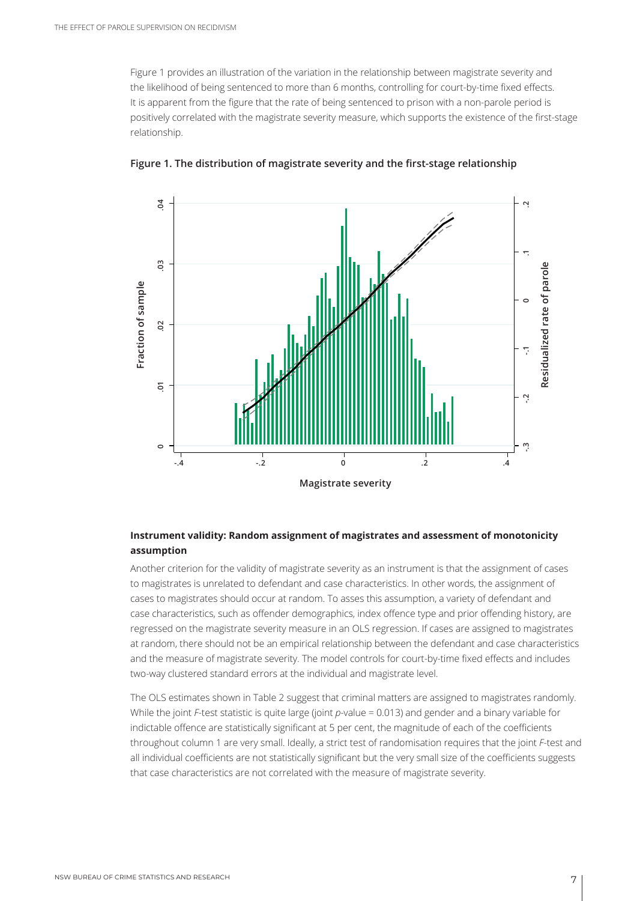Figure 1 provides an illustration of the variation in the relationship between magistrate severity and the likelihood of being sentenced to more than 6 months, controlling for court-by-time fixed effects. It is apparent from the figure that the rate of being sentenced to prison with a non-parole period is positively correlated with the magistrate severity measure, which supports the existence of the first-stage relationship.

**Figure 1. The distribution of magistrate severity and the first-stage relationship**

### Instrument validity: Random assignment of magistrates and assessment of monotonicity assumption

Another criterion for the validity of magistrate severity as an instrument is that the assignment of cases to magistrates is unrelated to defendant and case characteristics. In other words, the assignment of cases to magistrates should occur at random. To asses this assumption, a variety of defendant and case characteristics, such as offender demographics, index offence type and prior offending history, are regressed on the magistrate severity measure in an OLS regression. If cases are assigned to magistrates at random, there should not be an empirical relationship between the defendant and case characteristics and the measure of magistrate severity. The model controls for court-by-time fixed effects and includes two-way clustered standard errors at the individual and magistrate level.

The OLS estimates shown in Table 2 suggest that criminal matters are assigned to magistrates randomly. While the joint *F*-test statistic is quite large (joint *p*-value = 0.013) and gender and a binary variable for indictable offence are statistically significant at 5 per cent, the magnitude of each of the coefficients throughout column 1 are very small. Ideally, a strict test of randomisation requires that the joint *F*-test and all individual coefficients are not statistically significant but the very small size of the coefficients suggests that case characteristics are not correlated with the measure of magistrate severity.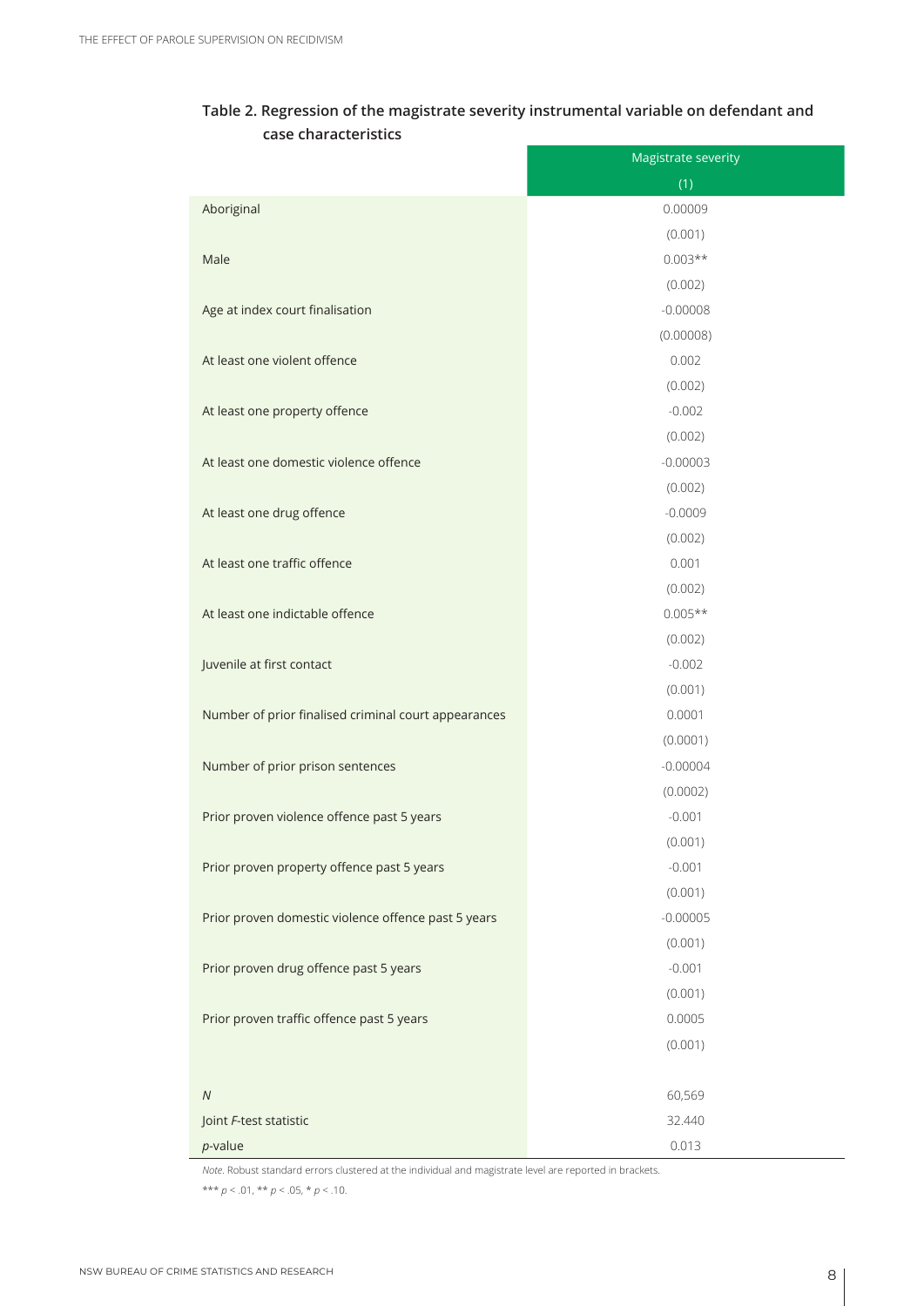**Table 2. Regression of the magistrate severity instrumental variable on defendant and case characteristics**

| | Magistrate severity |
|---|---|
| | (1) |
| Aboriginal | 0.00009 |
| | (0.001) |
| Male | 0.003** |
| | (0.002) |
| Age at index court finalisation | -0.00008 |
| | (0.00008) |
| At least one violent offence | 0.002 |
| | (0.002) |
| At least one property offence | -0.002 |
| | (0.002) |
| At least one domestic violence offence | -0.00003 |
| | (0.002) |
| At least one drug offence | -0.0009 |
| | (0.002) |
| At least one traffic offence | 0.001 |
| | (0.002) |
| At least one indictable offence | 0.005** |
| | (0.002) |
| Juvenile at first contact | -0.002 |
| | (0.001) |
| Number of prior finalised criminal court appearances | 0.0001 |
| | (0.0001) |
| Number of prior prison sentences | -0.00004 |
| | (0.0002) |
| Prior proven violence offence past 5 years | -0.001 |
| | (0.001) |
| Prior proven property offence past 5 years | -0.001 |
| | (0.001) |
| Prior proven domestic violence offence past 5 years | -0.00005 |
| | (0.001) |
| Prior proven drug offence past 5 years | -0.001 |
| | (0.001) |
| Prior proven traffic offence past 5 years | 0.0005 |
| | (0.001) |
| | |
| *N* | 60,569 |
| Joint *F*-test statistic | 32.440 |
| *p*-value | 0.013 |

*Note*. Robust standard errors clustered at the individual and magistrate level are reported in brackets.

*** $p < .01$, ** $p < .05$, * $p < .10$.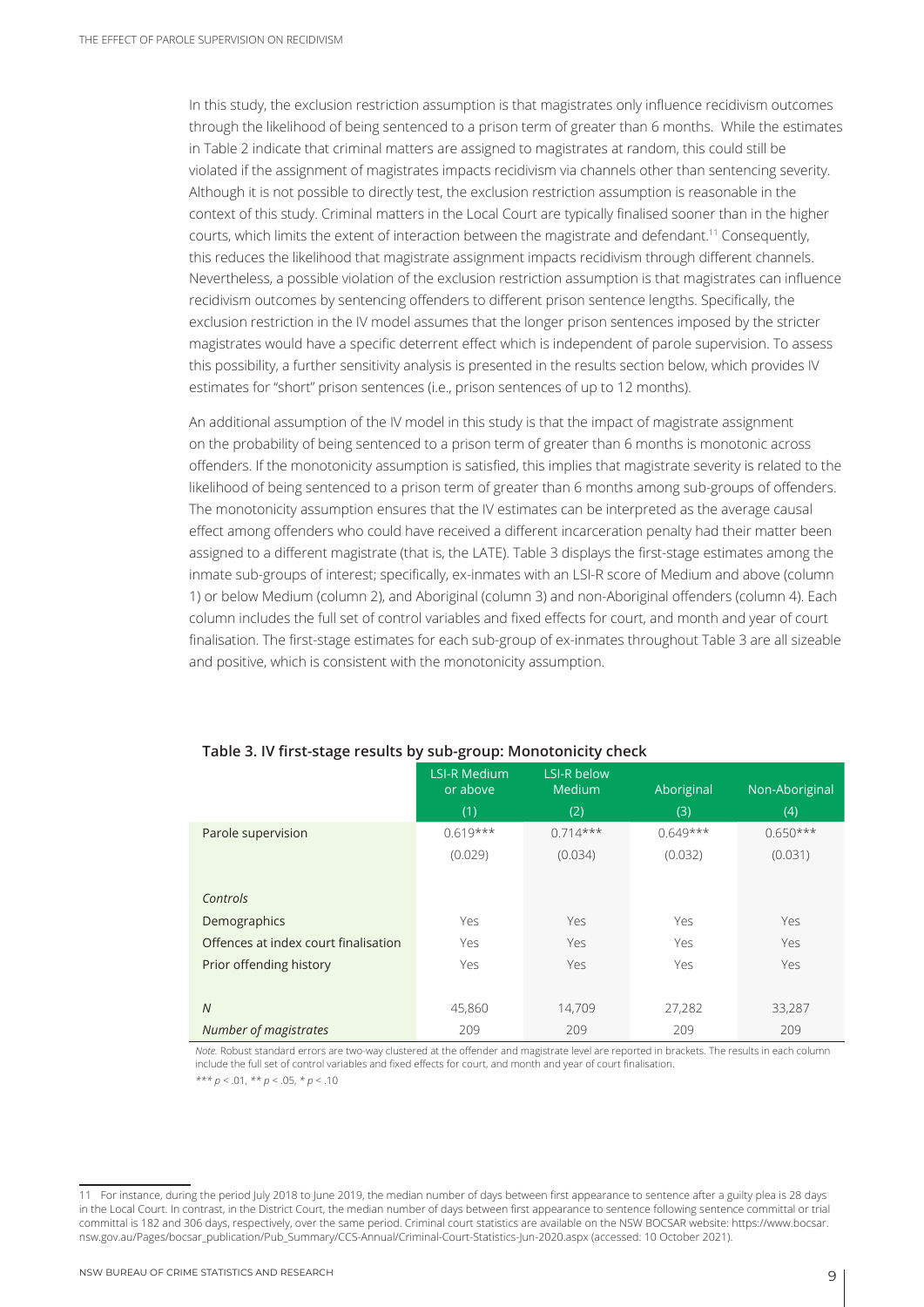In this study, the exclusion restriction assumption is that magistrates only influence recidivism outcomes through the likelihood of being sentenced to a prison term of greater than 6 months. While the estimates in Table 2 indicate that criminal matters are assigned to magistrates at random, this could still be violated if the assignment of magistrates impacts recidivism via channels other than sentencing severity. Although it is not possible to directly test, the exclusion restriction assumption is reasonable in the context of this study. Criminal matters in the Local Court are typically finalised sooner than in the higher courts, which limits the extent of interaction between the magistrate and defendant.[11] Consequently, this reduces the likelihood that magistrate assignment impacts recidivism through different channels. Nevertheless, a possible violation of the exclusion restriction assumption is that magistrates can influence recidivism outcomes by sentencing offenders to different prison sentence lengths. Specifically, the exclusion restriction in the IV model assumes that the longer prison sentences imposed by the stricter magistrates would have a specific deterrent effect which is independent of parole supervision. To assess this possibility, a further sensitivity analysis is presented in the results section below, which provides IV estimates for "short" prison sentences (i.e., prison sentences of up to 12 months).

An additional assumption of the IV model in this study is that the impact of magistrate assignment on the probability of being sentenced to a prison term of greater than 6 months is monotonic across offenders. If the monotonicity assumption is satisfied, this implies that magistrate severity is related to the likelihood of being sentenced to a prison term of greater than 6 months among sub-groups of offenders. The monotonicity assumption ensures that the IV estimates can be interpreted as the average causal effect among offenders who could have received a different incarceration penalty had their matter been assigned to a different magistrate (that is, the LATE). Table 3 displays the first-stage estimates among the inmate sub-groups of interest; specifically, ex-inmates with an LSI-R score of Medium and above (column 1) or below Medium (column 2), and Aboriginal (column 3) and non-Aboriginal offenders (column 4). Each column includes the full set of control variables and fixed effects for court, and month and year of court finalisation. The first-stage estimates for each sub-group of ex-inmates throughout Table 3 are all sizeable and positive, which is consistent with the monotonicity assumption.

**Table 3. IV first-stage results by sub-group: Monotonicity check**

| | LSI-R Medium or above (1) | LSI-R below Medium (2) | Aboriginal (3) | Non-Aboriginal (4) |
|---|---|---|---|---|
| Parole supervision | 0.619*** | 0.714*** | 0.649*** | 0.650*** |
| | (0.029) | (0.034) | (0.032) | (0.031) |
| *Controls* | | | | |
| Demographics | Yes | Yes | Yes | Yes |
| Offences at index court finalisation | Yes | Yes | Yes | Yes |
| Prior offending history | Yes | Yes | Yes | Yes |
| *N* | 45,860 | 14,709 | 27,282 | 33,287 |
| *Number of magistrates* | 209 | 209 | 209 | 209 |

*Note.* Robust standard errors are two-way clustered at the offender and magistrate level are reported in brackets. The results in each column include the full set of control variables and fixed effects for court, and month and year of court finalisation.

\*\*\* $p < .01$, \*\* $p < .05$, \* $p < .10$

[11] For instance, during the period July 2018 to June 2019, the median number of days between first appearance to sentence after a guilty plea is 28 days in the Local Court. In contrast, in the District Court, the median number of days between first appearance to sentence following sentence committal or trial committal is 182 and 306 days, respectively, over the same period. Criminal court statistics are available on the NSW BOCSAR website: https://www.bocsar.nsw.gov.au/Pages/bocsar_publication/Pub_Summary/CCS-Annual/Criminal-Court-Statistics-Jun-2020.aspx (accessed: 10 October 2021).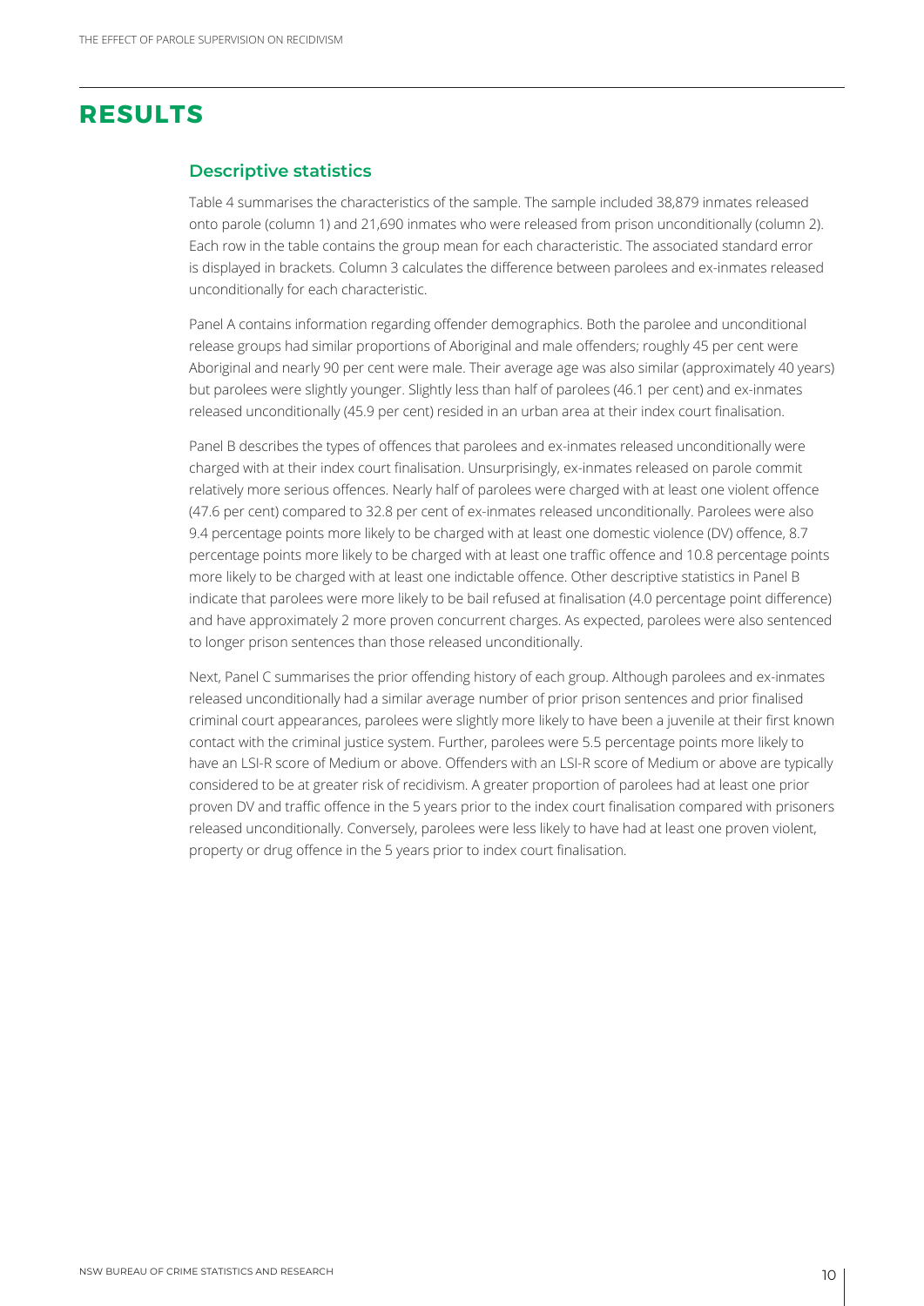# RESULTS

## Descriptive statistics

Table 4 summarises the characteristics of the sample. The sample included 38,879 inmates released onto parole (column 1) and 21,690 inmates who were released from prison unconditionally (column 2). Each row in the table contains the group mean for each characteristic. The associated standard error is displayed in brackets. Column 3 calculates the difference between parolees and ex-inmates released unconditionally for each characteristic.

Panel A contains information regarding offender demographics. Both the parolee and unconditional release groups had similar proportions of Aboriginal and male offenders; roughly 45 per cent were Aboriginal and nearly 90 per cent were male. Their average age was also similar (approximately 40 years) but parolees were slightly younger. Slightly less than half of parolees (46.1 per cent) and ex-inmates released unconditionally (45.9 per cent) resided in an urban area at their index court finalisation.

Panel B describes the types of offences that parolees and ex-inmates released unconditionally were charged with at their index court finalisation. Unsurprisingly, ex-inmates released on parole commit relatively more serious offences. Nearly half of parolees were charged with at least one violent offence (47.6 per cent) compared to 32.8 per cent of ex-inmates released unconditionally. Parolees were also 9.4 percentage points more likely to be charged with at least one domestic violence (DV) offence, 8.7 percentage points more likely to be charged with at least one traffic offence and 10.8 percentage points more likely to be charged with at least one indictable offence. Other descriptive statistics in Panel B indicate that parolees were more likely to be bail refused at finalisation (4.0 percentage point difference) and have approximately 2 more proven concurrent charges. As expected, parolees were also sentenced to longer prison sentences than those released unconditionally.

Next, Panel C summarises the prior offending history of each group. Although parolees and ex-inmates released unconditionally had a similar average number of prior prison sentences and prior finalised criminal court appearances, parolees were slightly more likely to have been a juvenile at their first known contact with the criminal justice system. Further, parolees were 5.5 percentage points more likely to have an LSI-R score of Medium or above. Offenders with an LSI-R score of Medium or above are typically considered to be at greater risk of recidivism. A greater proportion of parolees had at least one prior proven DV and traffic offence in the 5 years prior to the index court finalisation compared with prisoners released unconditionally. Conversely, parolees were less likely to have had at least one proven violent, property or drug offence in the 5 years prior to index court finalisation.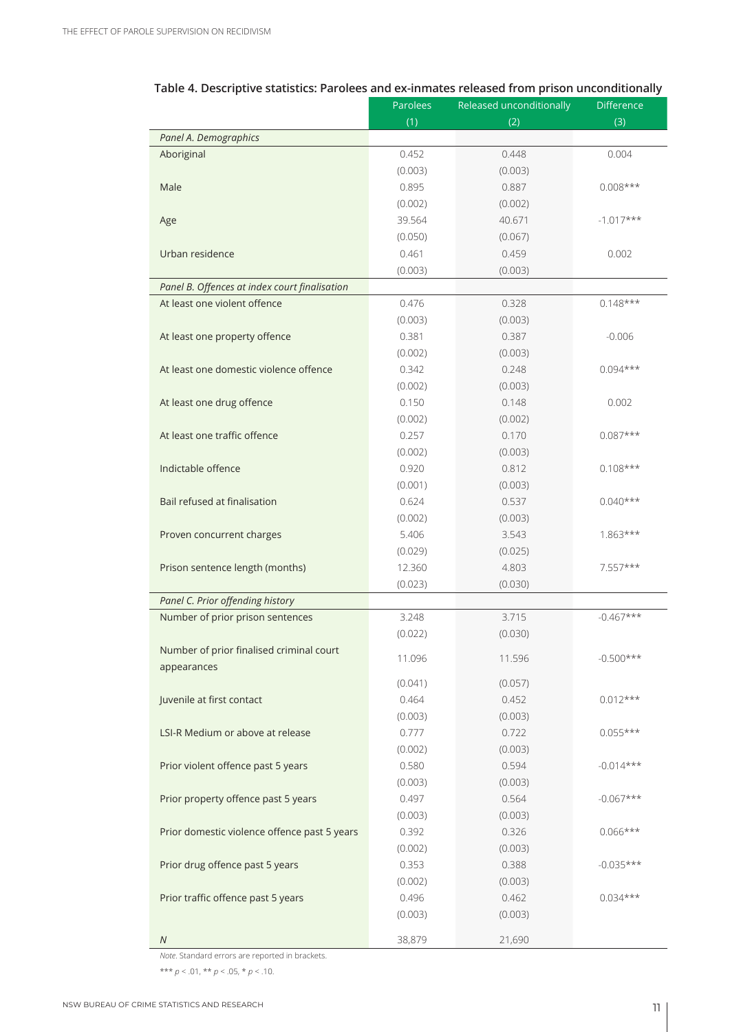**Table 4. Descriptive statistics: Parolees and ex-inmates released from prison unconditionally**

| | Parolees (1) | Released unconditionally (2) | Difference (3) |
|---|---|---|---|
| *Panel A. Demographics* | | | |
| Aboriginal | 0.452 | 0.448 | 0.004 |
| | (0.003) | (0.003) | |
| Male | 0.895 | 0.887 | 0.008*** |
| | (0.002) | (0.002) | |
| Age | 39.564 | 40.671 | -1.017*** |
| | (0.050) | (0.067) | |
| Urban residence | 0.461 | 0.459 | 0.002 |
| | (0.003) | (0.003) | |
| *Panel B. Offences at index court finalisation* | | | |
| At least one violent offence | 0.476 | 0.328 | 0.148*** |
| | (0.003) | (0.003) | |
| At least one property offence | 0.381 | 0.387 | -0.006 |
| | (0.002) | (0.003) | |
| At least one domestic violence offence | 0.342 | 0.248 | 0.094*** |
| | (0.002) | (0.003) | |
| At least one drug offence | 0.150 | 0.148 | 0.002 |
| | (0.002) | (0.002) | |
| At least one traffic offence | 0.257 | 0.170 | 0.087*** |
| | (0.002) | (0.003) | |
| Indictable offence | 0.920 | 0.812 | 0.108*** |
| | (0.001) | (0.003) | |
| Bail refused at finalisation | 0.624 | 0.537 | 0.040*** |
| | (0.002) | (0.003) | |
| Proven concurrent charges | 5.406 | 3.543 | 1.863*** |
| | (0.029) | (0.025) | |
| Prison sentence length (months) | 12.360 | 4.803 | 7.557*** |
| | (0.023) | (0.030) | |
| *Panel C. Prior offending history* | | | |
| Number of prior prison sentences | 3.248 | 3.715 | -0.467*** |
| | (0.022) | (0.030) | |
| Number of prior finalised criminal court appearances | 11.096 | 11.596 | -0.500*** |
| | (0.041) | (0.057) | |
| Juvenile at first contact | 0.464 | 0.452 | 0.012*** |
| | (0.003) | (0.003) | |
| LSI-R Medium or above at release | 0.777 | 0.722 | 0.055*** |
| | (0.002) | (0.003) | |
| Prior violent offence past 5 years | 0.580 | 0.594 | -0.014*** |
| | (0.003) | (0.003) | |
| Prior property offence past 5 years | 0.497 | 0.564 | -0.067*** |
| | (0.003) | (0.003) | |
| Prior domestic violence offence past 5 years | 0.392 | 0.326 | 0.066*** |
| | (0.002) | (0.003) | |
| Prior drug offence past 5 years | 0.353 | 0.388 | -0.035*** |
| | (0.002) | (0.003) | |
| Prior traffic offence past 5 years | 0.496 | 0.462 | 0.034*** |
| | (0.003) | (0.003) | |
| *N* | 38,879 | 21,690 | |

*Note*. Standard errors are reported in brackets.

*** $p < .01$, ** $p < .05$, * $p < .10$.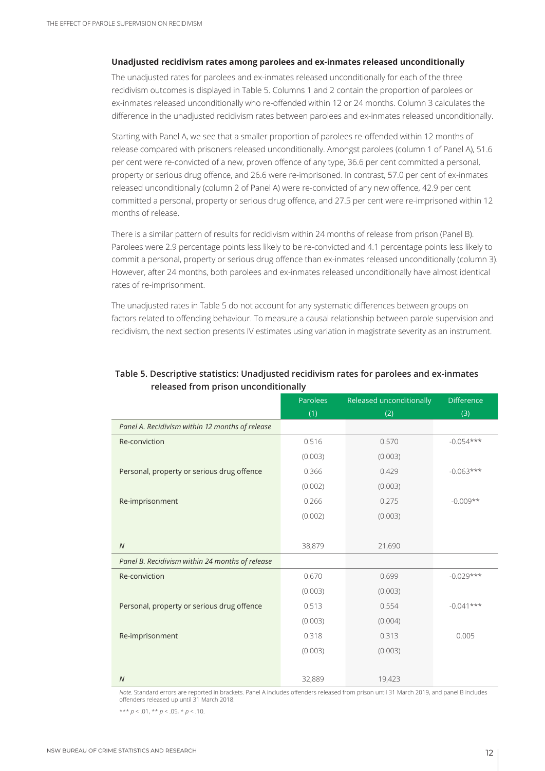#### **Unadjusted recidivism rates among parolees and ex-inmates released unconditionally**

The unadjusted rates for parolees and ex-inmates released unconditionally for each of the three recidivism outcomes is displayed in Table 5. Columns 1 and 2 contain the proportion of parolees or ex-inmates released unconditionally who re-offended within 12 or 24 months. Column 3 calculates the difference in the unadjusted recidivism rates between parolees and ex-inmates released unconditionally.

Starting with Panel A, we see that a smaller proportion of parolees re-offended within 12 months of release compared with prisoners released unconditionally. Amongst parolees (column 1 of Panel A), 51.6 per cent were re-convicted of a new, proven offence of any type, 36.6 per cent committed a personal, property or serious drug offence, and 26.6 were re-imprisoned. In contrast, 57.0 per cent of ex-inmates released unconditionally (column 2 of Panel A) were re-convicted of any new offence, 42.9 per cent committed a personal, property or serious drug offence, and 27.5 per cent were re-imprisoned within 12 months of release.

There is a similar pattern of results for recidivism within 24 months of release from prison (Panel B). Parolees were 2.9 percentage points less likely to be re-convicted and 4.1 percentage points less likely to commit a personal, property or serious drug offence than ex-inmates released unconditionally (column 3). However, after 24 months, both parolees and ex-inmates released unconditionally have almost identical rates of re-imprisonment.

The unadjusted rates in Table 5 do not account for any systematic differences between groups on factors related to offending behaviour. To measure a causal relationship between parole supervision and recidivism, the next section presents IV estimates using variation in magistrate severity as an instrument.

**Table 5. Descriptive statistics: Unadjusted recidivism rates for parolees and ex-inmates released from prison unconditionally**

| | Parolees | Released unconditionally | Difference |
|---|---|---|---|
| | (1) | (2) | (3) |
| *Panel A. Recidivism within 12 months of release* | | | |
| Re-conviction | 0.516 | 0.570 | -0.054*** |
| | (0.003) | (0.003) | |
| Personal, property or serious drug offence | 0.366 | 0.429 | -0.063*** |
| | (0.002) | (0.003) | |
| Re-imprisonment | 0.266 | 0.275 | -0.009** |
| | (0.002) | (0.003) | |
| *N* | 38,879 | 21,690 | |
| *Panel B. Recidivism within 24 months of release* | | | |
| Re-conviction | 0.670 | 0.699 | -0.029*** |
| | (0.003) | (0.003) | |
| Personal, property or serious drug offence | 0.513 | 0.554 | -0.041*** |
| | (0.003) | (0.004) | |
| Re-imprisonment | 0.318 | 0.313 | 0.005 |
| | (0.003) | (0.003) | |
| *N* | 32,889 | 19,423 | |

*Note*. Standard errors are reported in brackets. Panel A includes offenders released from prison until 31 March 2019, and panel B includes offenders released up until 31 March 2018.

*** $p < .01$, ** $p < .05$, * $p < .10$.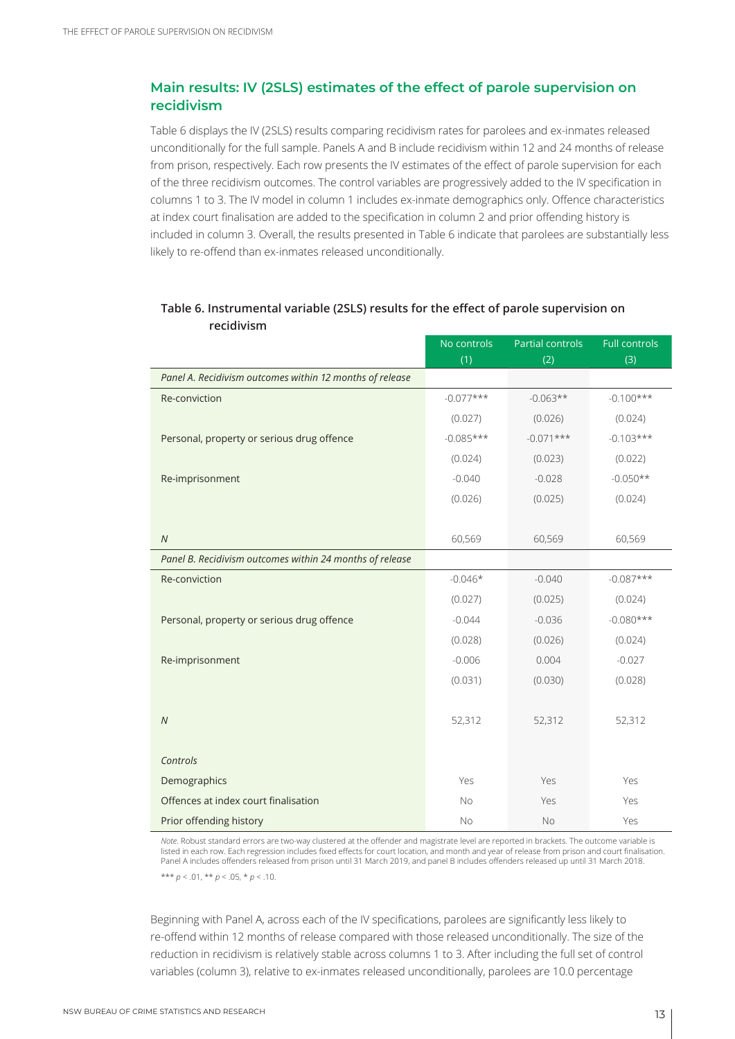## Main results: IV (2SLS) estimates of the effect of parole supervision on recidivism

Table 6 displays the IV (2SLS) results comparing recidivism rates for parolees and ex-inmates released unconditionally for the full sample. Panels A and B include recidivism within 12 and 24 months of release from prison, respectively. Each row presents the IV estimates of the effect of parole supervision for each of the three recidivism outcomes. The control variables are progressively added to the IV specification in columns 1 to 3. The IV model in column 1 includes ex-inmate demographics only. Offence characteristics at index court finalisation are added to the specification in column 2 and prior offending history is included in column 3. Overall, the results presented in Table 6 indicate that parolees are substantially less likely to re-offend than ex-inmates released unconditionally.

**Table 6. Instrumental variable (2SLS) results for the effect of parole supervision on recidivism**

| | No controls (1) | Partial controls (2) | Full controls (3) |
|---|---|---|---|
| *Panel A. Recidivism outcomes within 12 months of release* | | | |
| Re-conviction | -0.077*** | -0.063** | -0.100*** |
| | (0.027) | (0.026) | (0.024) |
| Personal, property or serious drug offence | -0.085*** | -0.071*** | -0.103*** |
| | (0.024) | (0.023) | (0.022) |
| Re-imprisonment | -0.040 | -0.028 | -0.050** |
| | (0.026) | (0.025) | (0.024) |
| *N* | 60,569 | 60,569 | 60,569 |
| *Panel B. Recidivism outcomes within 24 months of release* | | | |
| Re-conviction | -0.046* | -0.040 | -0.087*** |
| | (0.027) | (0.025) | (0.024) |
| Personal, property or serious drug offence | -0.044 | -0.036 | -0.080*** |
| | (0.028) | (0.026) | (0.024) |
| Re-imprisonment | -0.006 | 0.004 | -0.027 |
| | (0.031) | (0.030) | (0.028) |
| *N* | 52,312 | 52,312 | 52,312 |
| *Controls* | | | |
| Demographics | Yes | Yes | Yes |
| Offences at index court finalisation | No | Yes | Yes |
| Prior offending history | No | No | Yes |

*Note*. Robust standard errors are two-way clustered at the offender and magistrate level are reported in brackets. The outcome variable is listed in each row. Each regression includes fixed effects for court location, and month and year of release from prison and court finalisation. Panel A includes offenders released from prison until 31 March 2019, and panel B includes offenders released up until 31 March 2018.

*** $p < .01$, ** $p < .05$, * $p < .10$.

Beginning with Panel A, across each of the IV specifications, parolees are significantly less likely to re-offend within 12 months of release compared with those released unconditionally. The size of the reduction in recidivism is relatively stable across columns 1 to 3. After including the full set of control variables (column 3), relative to ex-inmates released unconditionally, parolees are 10.0 percentage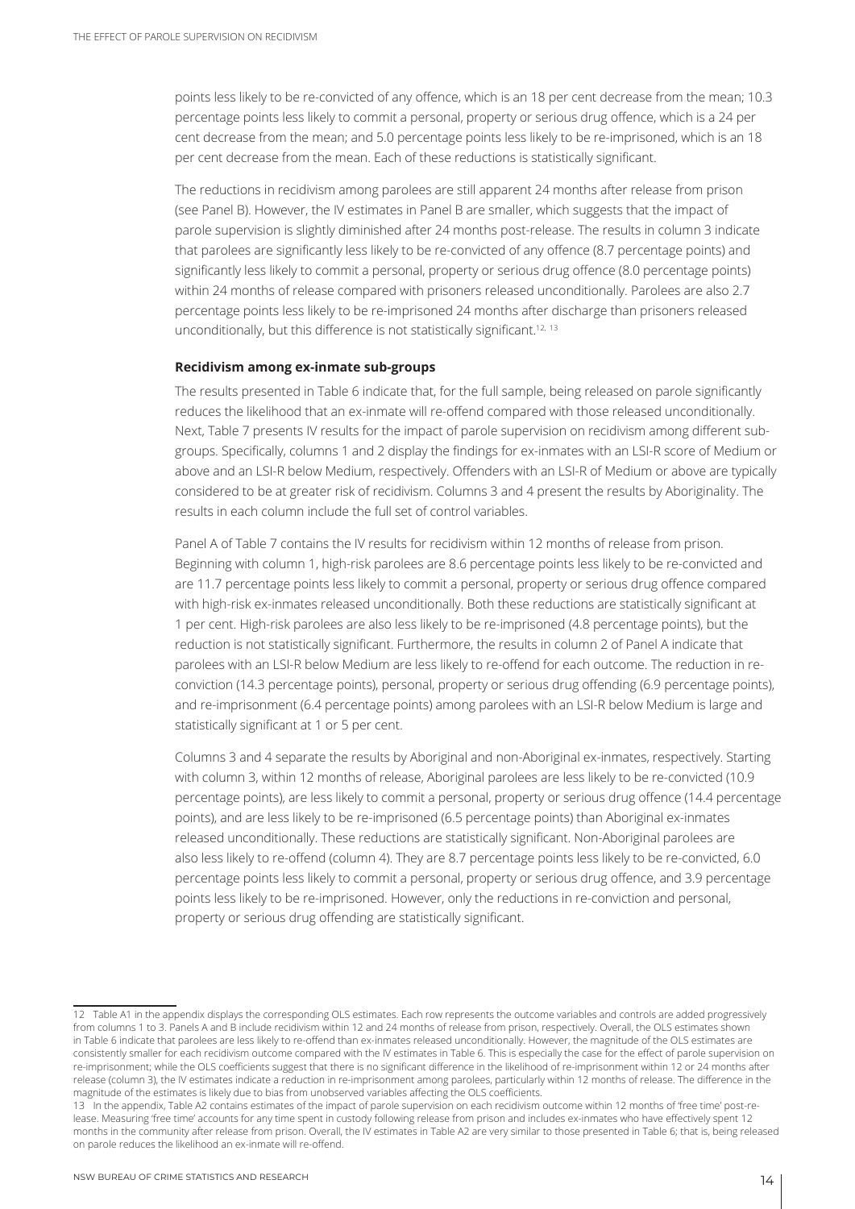points less likely to be re-convicted of any offence, which is an 18 per cent decrease from the mean; 10.3 percentage points less likely to commit a personal, property or serious drug offence, which is a 24 per cent decrease from the mean; and 5.0 percentage points less likely to be re-imprisoned, which is an 18 per cent decrease from the mean. Each of these reductions is statistically significant.

The reductions in recidivism among parolees are still apparent 24 months after release from prison (see Panel B). However, the IV estimates in Panel B are smaller, which suggests that the impact of parole supervision is slightly diminished after 24 months post-release. The results in column 3 indicate that parolees are significantly less likely to be re-convicted of any offence (8.7 percentage points) and significantly less likely to commit a personal, property or serious drug offence (8.0 percentage points) within 24 months of release compared with prisoners released unconditionally. Parolees are also 2.7 percentage points less likely to be re-imprisoned 24 months after discharge than prisoners released unconditionally, but this difference is not statistically significant.[12, 13]

**Recidivism among ex-inmate sub-groups**

The results presented in Table 6 indicate that, for the full sample, being released on parole significantly reduces the likelihood that an ex-inmate will re-offend compared with those released unconditionally. Next, Table 7 presents IV results for the impact of parole supervision on recidivism among different sub-groups. Specifically, columns 1 and 2 display the findings for ex-inmates with an LSI-R score of Medium or above and an LSI-R below Medium, respectively. Offenders with an LSI-R of Medium or above are typically considered to be at greater risk of recidivism. Columns 3 and 4 present the results by Aboriginality. The results in each column include the full set of control variables.

Panel A of Table 7 contains the IV results for recidivism within 12 months of release from prison. Beginning with column 1, high-risk parolees are 8.6 percentage points less likely to be re-convicted and are 11.7 percentage points less likely to commit a personal, property or serious drug offence compared with high-risk ex-inmates released unconditionally. Both these reductions are statistically significant at 1 per cent. High-risk parolees are also less likely to be re-imprisoned (4.8 percentage points), but the reduction is not statistically significant. Furthermore, the results in column 2 of Panel A indicate that parolees with an LSI-R below Medium are less likely to re-offend for each outcome. The reduction in re-conviction (14.3 percentage points), personal, property or serious drug offending (6.9 percentage points), and re-imprisonment (6.4 percentage points) among parolees with an LSI-R below Medium is large and statistically significant at 1 or 5 per cent.

Columns 3 and 4 separate the results by Aboriginal and non-Aboriginal ex-inmates, respectively. Starting with column 3, within 12 months of release, Aboriginal parolees are less likely to be re-convicted (10.9 percentage points), are less likely to commit a personal, property or serious drug offence (14.4 percentage points), and are less likely to be re-imprisoned (6.5 percentage points) than Aboriginal ex-inmates released unconditionally. These reductions are statistically significant. Non-Aboriginal parolees are also less likely to re-offend (column 4). They are 8.7 percentage points less likely to be re-convicted, 6.0 percentage points less likely to commit a personal, property or serious drug offence, and 3.9 percentage points less likely to be re-imprisoned. However, only the reductions in re-conviction and personal, property or serious drug offending are statistically significant.

---

12 Table A1 in the appendix displays the corresponding OLS estimates. Each row represents the outcome variables and controls are added progressively from columns 1 to 3. Panels A and B include recidivism within 12 and 24 months of release from prison, respectively. Overall, the OLS estimates shown in Table 6 indicate that parolees are less likely to re-offend than ex-inmates released unconditionally. However, the magnitude of the OLS estimates are consistently smaller for each recidivism outcome compared with the IV estimates in Table 6. This is especially the case for the effect of parole supervision on re-imprisonment; while the OLS coefficients suggest that there is no significant difference in the likelihood of re-imprisonment within 12 or 24 months after release (column 3), the IV estimates indicate a reduction in re-imprisonment among parolees, particularly within 12 months of release. The difference in the magnitude of the estimates is likely due to bias from unobserved variables affecting the OLS coefficients.

13 In the appendix, Table A2 contains estimates of the impact of parole supervision on each recidivism outcome within 12 months of 'free time' post-release. Measuring 'free time' accounts for any time spent in custody following release from prison and includes ex-inmates who have effectively spent 12 months in the community after release from prison. Overall, the IV estimates in Table A2 are very similar to those presented in Table 6; that is, being released on parole reduces the likelihood an ex-inmate will re-offend.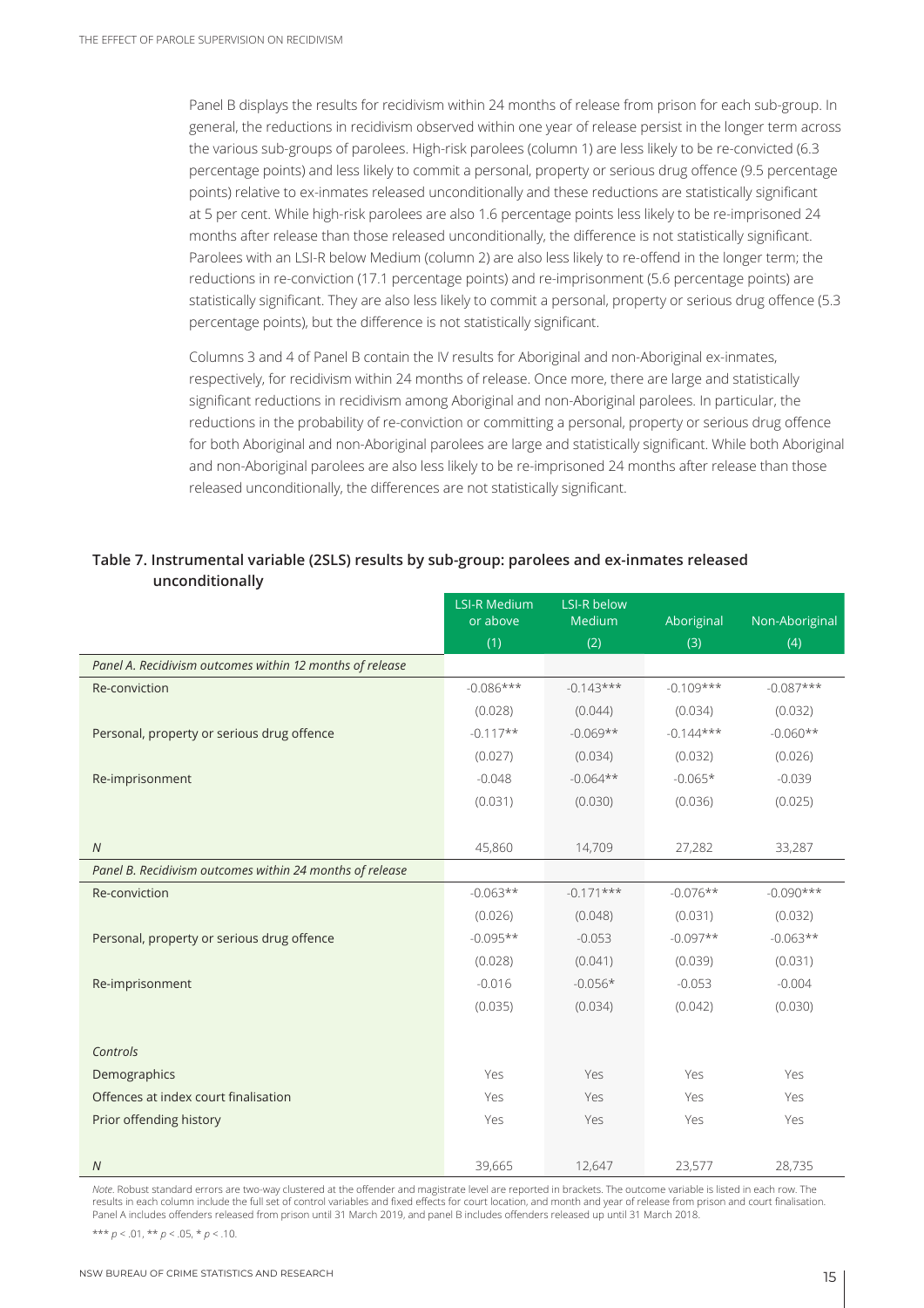Panel B displays the results for recidivism within 24 months of release from prison for each sub-group. In general, the reductions in recidivism observed within one year of release persist in the longer term across the various sub-groups of parolees. High-risk parolees (column 1) are less likely to be re-convicted (6.3 percentage points) and less likely to commit a personal, property or serious drug offence (9.5 percentage points) relative to ex-inmates released unconditionally and these reductions are statistically significant at 5 per cent. While high-risk parolees are also 1.6 percentage points less likely to be re-imprisoned 24 months after release than those released unconditionally, the difference is not statistically significant. Parolees with an LSI-R below Medium (column 2) are also less likely to re-offend in the longer term; the reductions in re-conviction (17.1 percentage points) and re-imprisonment (5.6 percentage points) are statistically significant. They are also less likely to commit a personal, property or serious drug offence (5.3 percentage points), but the difference is not statistically significant.

Columns 3 and 4 of Panel B contain the IV results for Aboriginal and non-Aboriginal ex-inmates, respectively, for recidivism within 24 months of release. Once more, there are large and statistically significant reductions in recidivism among Aboriginal and non-Aboriginal parolees. In particular, the reductions in the probability of re-conviction or committing a personal, property or serious drug offence for both Aboriginal and non-Aboriginal parolees are large and statistically significant. While both Aboriginal and non-Aboriginal parolees are also less likely to be re-imprisoned 24 months after release than those released unconditionally, the differences are not statistically significant.

**Table 7. Instrumental variable (2SLS) results by sub-group: parolees and ex-inmates released unconditionally**

| | LSI-R Medium or above | LSI-R below Medium | Aboriginal | Non-Aboriginal |
|---|---|---|---|---|
| | (1) | (2) | (3) | (4) |
| *Panel A. Recidivism outcomes within 12 months of release* | | | | |
| Re-conviction | -0.086*** | -0.143*** | -0.109*** | -0.087*** |
| | (0.028) | (0.044) | (0.034) | (0.032) |
| Personal, property or serious drug offence | -0.117** | -0.069** | -0.144*** | -0.060** |
| | (0.027) | (0.034) | (0.032) | (0.026) |
| Re-imprisonment | -0.048 | -0.064** | -0.065* | -0.039 |
| | (0.031) | (0.030) | (0.036) | (0.025) |
| *N* | 45,860 | 14,709 | 27,282 | 33,287 |
| *Panel B. Recidivism outcomes within 24 months of release* | | | | |
| Re-conviction | -0.063** | -0.171*** | -0.076** | -0.090*** |
| | (0.026) | (0.048) | (0.031) | (0.032) |
| Personal, property or serious drug offence | -0.095** | -0.053 | -0.097** | -0.063** |
| | (0.028) | (0.041) | (0.039) | (0.031) |
| Re-imprisonment | -0.016 | -0.056* | -0.053 | -0.004 |
| | (0.035) | (0.034) | (0.042) | (0.030) |
| *Controls* | | | | |
| Demographics | Yes | Yes | Yes | Yes |
| Offences at index court finalisation | Yes | Yes | Yes | Yes |
| Prior offending history | Yes | Yes | Yes | Yes |
| *N* | 39,665 | 12,647 | 23,577 | 28,735 |

*Note*. Robust standard errors are two-way clustered at the offender and magistrate level are reported in brackets. The outcome variable is listed in each row. The results in each column include the full set of control variables and fixed effects for court location, and month and year of release from prison and court finalisation. Panel A includes offenders released from prison until 31 March 2019, and panel B includes offenders released up until 31 March 2018.

*** $p < .01$, ** $p < .05$, * $p < .10$.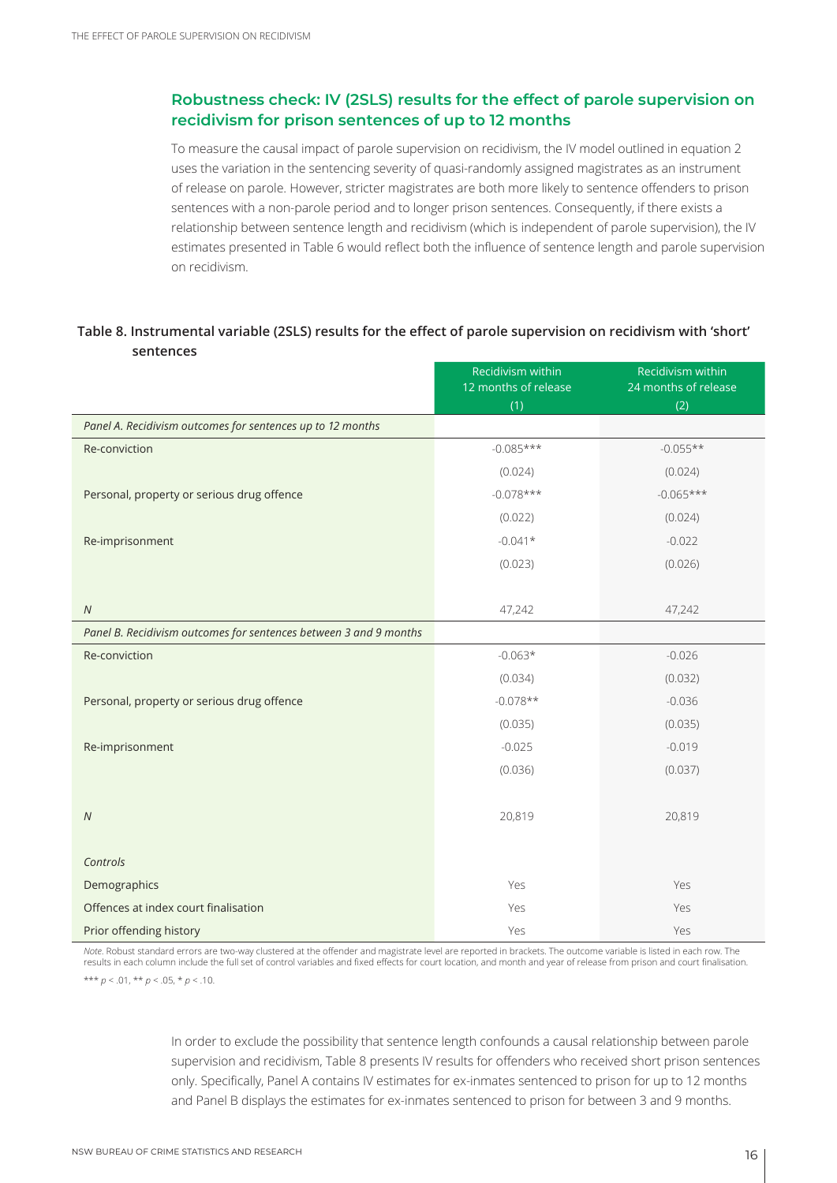## Robustness check: IV (2SLS) results for the effect of parole supervision on recidivism for prison sentences of up to 12 months

To measure the causal impact of parole supervision on recidivism, the IV model outlined in equation 2 uses the variation in the sentencing severity of quasi-randomly assigned magistrates as an instrument of release on parole. However, stricter magistrates are both more likely to sentence offenders to prison sentences with a non-parole period and to longer prison sentences. Consequently, if there exists a relationship between sentence length and recidivism (which is independent of parole supervision), the IV estimates presented in Table 6 would reflect both the influence of sentence length and parole supervision on recidivism.

**Table 8. Instrumental variable (2SLS) results for the effect of parole supervision on recidivism with 'short' sentences**

| | Recidivism within 12 months of release (1) | Recidivism within 24 months of release (2) |
|---|---|---|
| *Panel A. Recidivism outcomes for sentences up to 12 months* | | |
| Re-conviction | -0.085*** | -0.055** |
| | (0.024) | (0.024) |
| Personal, property or serious drug offence | -0.078*** | -0.065*** |
| | (0.022) | (0.024) |
| Re-imprisonment | -0.041* | -0.022 |
| | (0.023) | (0.026) |
| *N* | 47,242 | 47,242 |
| *Panel B. Recidivism outcomes for sentences between 3 and 9 months* | | |
| Re-conviction | -0.063* | -0.026 |
| | (0.034) | (0.032) |
| Personal, property or serious drug offence | -0.078** | -0.036 |
| | (0.035) | (0.035) |
| Re-imprisonment | -0.025 | -0.019 |
| | (0.036) | (0.037) |
| *N* | 20,819 | 20,819 |
| *Controls* | | |
| Demographics | Yes | Yes |
| Offences at index court finalisation | Yes | Yes |
| Prior offending history | Yes | Yes |

*Note*. Robust standard errors are two-way clustered at the offender and magistrate level are reported in brackets. The outcome variable is listed in each row. The results in each column include the full set of control variables and fixed effects for court location, and month and year of release from prison and court finalisation.

*** $p < .01$, ** $p < .05$, * $p < .10$.

In order to exclude the possibility that sentence length confounds a causal relationship between parole supervision and recidivism, Table 8 presents IV results for offenders who received short prison sentences only. Specifically, Panel A contains IV estimates for ex-inmates sentenced to prison for up to 12 months and Panel B displays the estimates for ex-inmates sentenced to prison for between 3 and 9 months.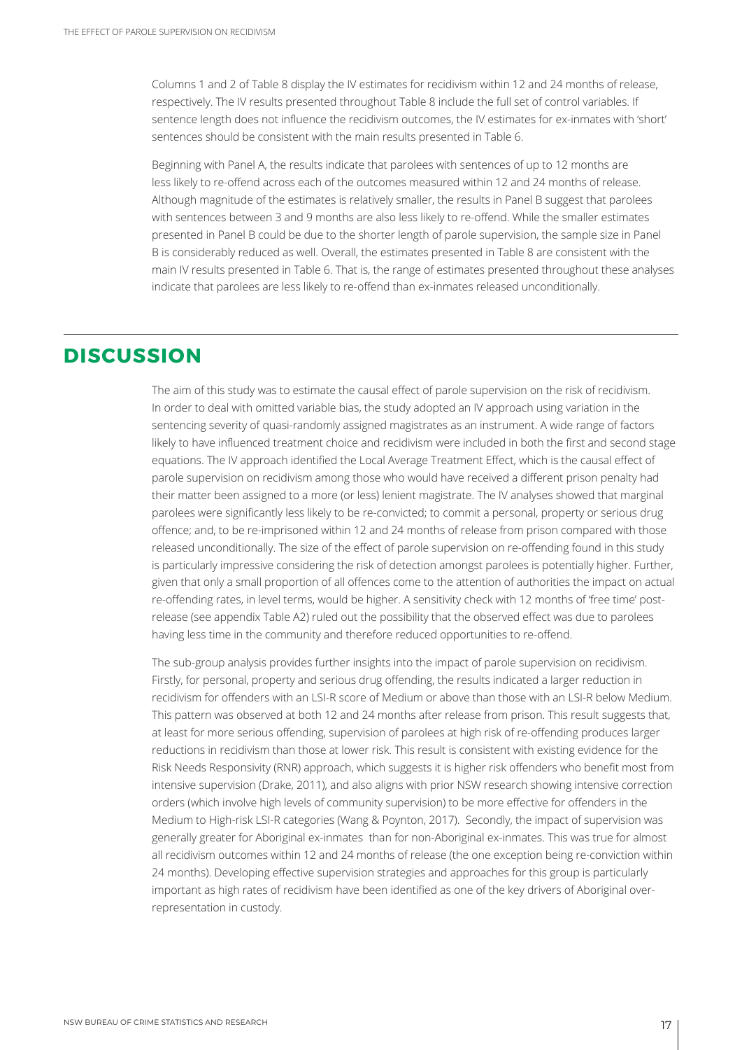Columns 1 and 2 of Table 8 display the IV estimates for recidivism within 12 and 24 months of release, respectively. The IV results presented throughout Table 8 include the full set of control variables. If sentence length does not influence the recidivism outcomes, the IV estimates for ex-inmates with 'short' sentences should be consistent with the main results presented in Table 6.

Beginning with Panel A, the results indicate that parolees with sentences of up to 12 months are less likely to re-offend across each of the outcomes measured within 12 and 24 months of release. Although magnitude of the estimates is relatively smaller, the results in Panel B suggest that parolees with sentences between 3 and 9 months are also less likely to re-offend. While the smaller estimates presented in Panel B could be due to the shorter length of parole supervision, the sample size in Panel B is considerably reduced as well. Overall, the estimates presented in Table 8 are consistent with the main IV results presented in Table 6. That is, the range of estimates presented throughout these analyses indicate that parolees are less likely to re-offend than ex-inmates released unconditionally.

# DISCUSSION

The aim of this study was to estimate the causal effect of parole supervision on the risk of recidivism. In order to deal with omitted variable bias, the study adopted an IV approach using variation in the sentencing severity of quasi-randomly assigned magistrates as an instrument. A wide range of factors likely to have influenced treatment choice and recidivism were included in both the first and second stage equations. The IV approach identified the Local Average Treatment Effect, which is the causal effect of parole supervision on recidivism among those who would have received a different prison penalty had their matter been assigned to a more (or less) lenient magistrate. The IV analyses showed that marginal parolees were significantly less likely to be re-convicted; to commit a personal, property or serious drug offence; and, to be re-imprisoned within 12 and 24 months of release from prison compared with those released unconditionally. The size of the effect of parole supervision on re-offending found in this study is particularly impressive considering the risk of detection amongst parolees is potentially higher. Further, given that only a small proportion of all offences come to the attention of authorities the impact on actual re-offending rates, in level terms, would be higher. A sensitivity check with 12 months of 'free time' post-release (see appendix Table A2) ruled out the possibility that the observed effect was due to parolees having less time in the community and therefore reduced opportunities to re-offend.

The sub-group analysis provides further insights into the impact of parole supervision on recidivism. Firstly, for personal, property and serious drug offending, the results indicated a larger reduction in recidivism for offenders with an LSI-R score of Medium or above than those with an LSI-R below Medium. This pattern was observed at both 12 and 24 months after release from prison. This result suggests that, at least for more serious offending, supervision of parolees at high risk of re-offending produces larger reductions in recidivism than those at lower risk. This result is consistent with existing evidence for the Risk Needs Responsivity (RNR) approach, which suggests it is higher risk offenders who benefit most from intensive supervision (Drake, 2011), and also aligns with prior NSW research showing intensive correction orders (which involve high levels of community supervision) to be more effective for offenders in the Medium to High-risk LSI-R categories (Wang & Poynton, 2017). Secondly, the impact of supervision was generally greater for Aboriginal ex-inmates than for non-Aboriginal ex-inmates. This was true for almost all recidivism outcomes within 12 and 24 months of release (the one exception being re-conviction within 24 months). Developing effective supervision strategies and approaches for this group is particularly important as high rates of recidivism have been identified as one of the key drivers of Aboriginal over-representation in custody.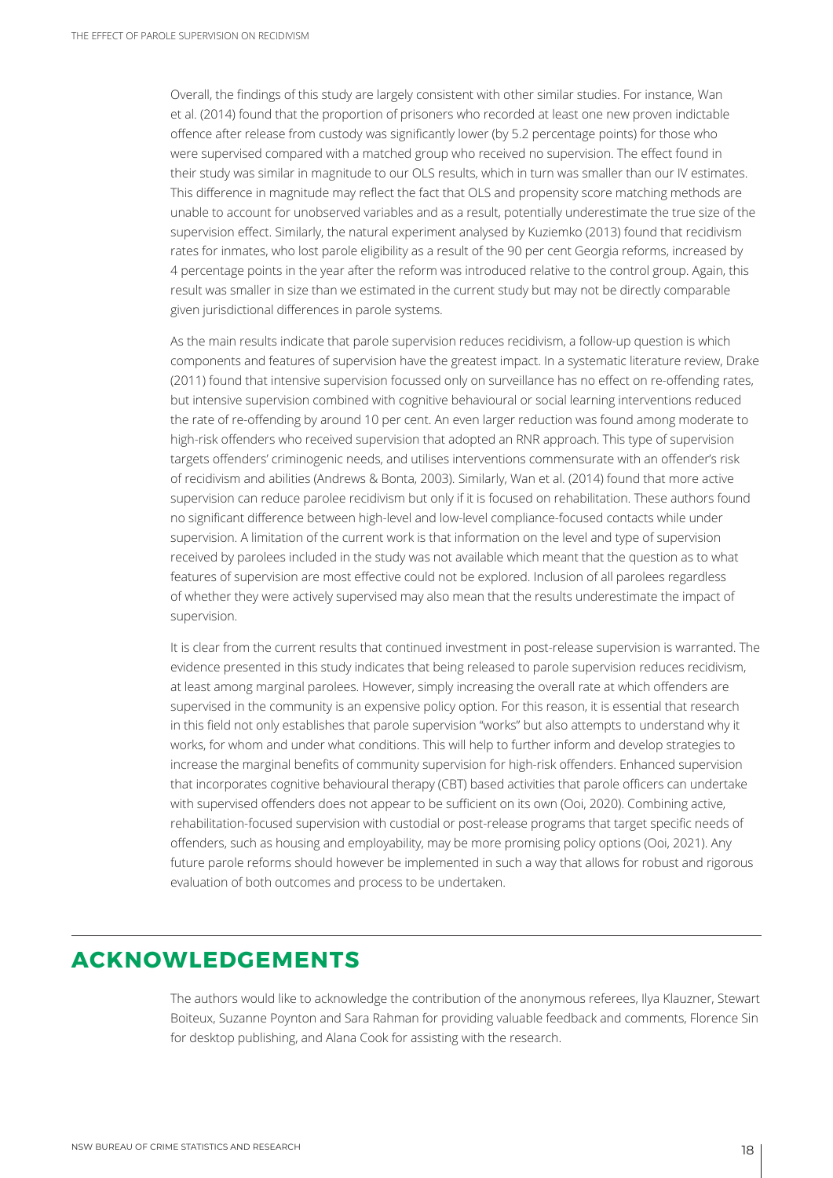Overall, the findings of this study are largely consistent with other similar studies. For instance, Wan et al. (2014) found that the proportion of prisoners who recorded at least one new proven indictable offence after release from custody was significantly lower (by 5.2 percentage points) for those who were supervised compared with a matched group who received no supervision. The effect found in their study was similar in magnitude to our OLS results, which in turn was smaller than our IV estimates. This difference in magnitude may reflect the fact that OLS and propensity score matching methods are unable to account for unobserved variables and as a result, potentially underestimate the true size of the supervision effect. Similarly, the natural experiment analysed by Kuziemko (2013) found that recidivism rates for inmates, who lost parole eligibility as a result of the 90 per cent Georgia reforms, increased by 4 percentage points in the year after the reform was introduced relative to the control group. Again, this result was smaller in size than we estimated in the current study but may not be directly comparable given jurisdictional differences in parole systems.

As the main results indicate that parole supervision reduces recidivism, a follow-up question is which components and features of supervision have the greatest impact. In a systematic literature review, Drake (2011) found that intensive supervision focussed only on surveillance has no effect on re-offending rates, but intensive supervision combined with cognitive behavioural or social learning interventions reduced the rate of re-offending by around 10 per cent. An even larger reduction was found among moderate to high-risk offenders who received supervision that adopted an RNR approach. This type of supervision targets offenders' criminogenic needs, and utilises interventions commensurate with an offender's risk of recidivism and abilities (Andrews & Bonta, 2003). Similarly, Wan et al. (2014) found that more active supervision can reduce parolee recidivism but only if it is focused on rehabilitation. These authors found no significant difference between high-level and low-level compliance-focused contacts while under supervision. A limitation of the current work is that information on the level and type of supervision received by parolees included in the study was not available which meant that the question as to what features of supervision are most effective could not be explored. Inclusion of all parolees regardless of whether they were actively supervised may also mean that the results underestimate the impact of supervision.

It is clear from the current results that continued investment in post-release supervision is warranted. The evidence presented in this study indicates that being released to parole supervision reduces recidivism, at least among marginal parolees. However, simply increasing the overall rate at which offenders are supervised in the community is an expensive policy option. For this reason, it is essential that research in this field not only establishes that parole supervision "works" but also attempts to understand why it works, for whom and under what conditions. This will help to further inform and develop strategies to increase the marginal benefits of community supervision for high-risk offenders. Enhanced supervision that incorporates cognitive behavioural therapy (CBT) based activities that parole officers can undertake with supervised offenders does not appear to be sufficient on its own (Ooi, 2020). Combining active, rehabilitation-focused supervision with custodial or post-release programs that target specific needs of offenders, such as housing and employability, may be more promising policy options (Ooi, 2021). Any future parole reforms should however be implemented in such a way that allows for robust and rigorous evaluation of both outcomes and process to be undertaken.

## ACKNOWLEDGEMENTS

The authors would like to acknowledge the contribution of the anonymous referees, Ilya Klauzner, Stewart Boiteux, Suzanne Poynton and Sara Rahman for providing valuable feedback and comments, Florence Sin for desktop publishing, and Alana Cook for assisting with the research.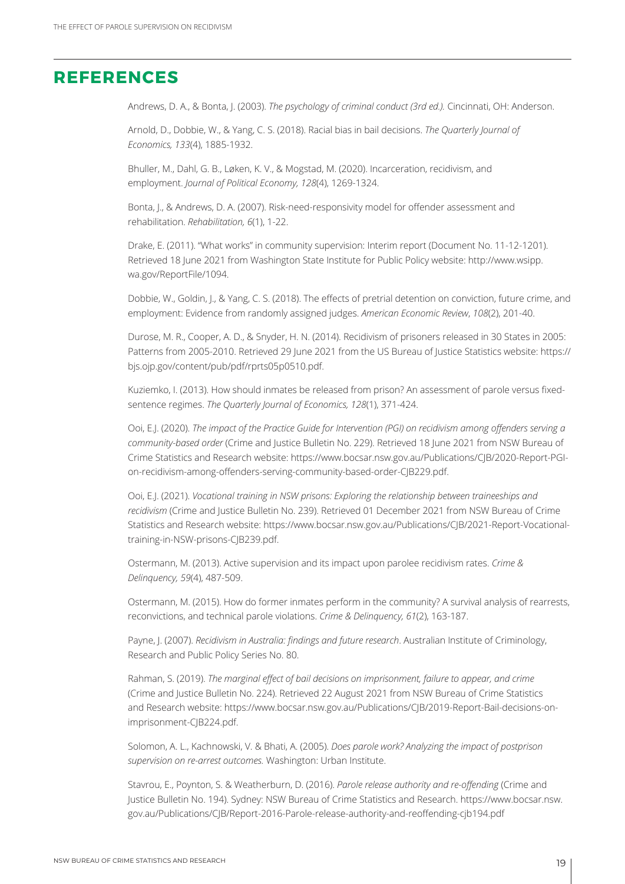## REFERENCES

Andrews, D. A., & Bonta, J. (2003). *The psychology of criminal conduct (3rd ed.).* Cincinnati, OH: Anderson.

Arnold, D., Dobbie, W., & Yang, C. S. (2018). Racial bias in bail decisions. *The Quarterly Journal of Economics, 133*(4), 1885-1932.

Bhuller, M., Dahl, G. B., Løken, K. V., & Mogstad, M. (2020). Incarceration, recidivism, and employment. *Journal of Political Economy, 128*(4), 1269-1324.

Bonta, J., & Andrews, D. A. (2007). Risk-need-responsivity model for offender assessment and rehabilitation. *Rehabilitation, 6*(1), 1-22.

Drake, E. (2011). "What works" in community supervision: Interim report (Document No. 11-12-1201). Retrieved 18 June 2021 from Washington State Institute for Public Policy website: http://www.wsipp.wa.gov/ReportFile/1094.

Dobbie, W., Goldin, J., & Yang, C. S. (2018). The effects of pretrial detention on conviction, future crime, and employment: Evidence from randomly assigned judges. *American Economic Review*, *108*(2), 201-40.

Durose, M. R., Cooper, A. D., & Snyder, H. N. (2014). Recidivism of prisoners released in 30 States in 2005: Patterns from 2005-2010. Retrieved 29 June 2021 from the US Bureau of Justice Statistics website: https://bjs.ojp.gov/content/pub/pdf/rprts05p0510.pdf.

Kuziemko, I. (2013). How should inmates be released from prison? An assessment of parole versus fixed-sentence regimes. *The Quarterly Journal of Economics, 128*(1), 371-424.

Ooi, E.J. (2020). *The impact of the Practice Guide for Intervention (PGI) on recidivism among offenders serving a community-based order* (Crime and Justice Bulletin No. 229). Retrieved 18 June 2021 from NSW Bureau of Crime Statistics and Research website: https://www.bocsar.nsw.gov.au/Publications/CJB/2020-Report-PGI-on-recidivism-among-offenders-serving-community-based-order-CJB229.pdf.

Ooi, E.J. (2021). *Vocational training in NSW prisons: Exploring the relationship between traineeships and recidivism* (Crime and Justice Bulletin No. 239). Retrieved 01 December 2021 from NSW Bureau of Crime Statistics and Research website: https://www.bocsar.nsw.gov.au/Publications/CJB/2021-Report-Vocational-training-in-NSW-prisons-CJB239.pdf.

Ostermann, M. (2013). Active supervision and its impact upon parolee recidivism rates. *Crime & Delinquency, 59*(4), 487-509.

Ostermann, M. (2015). How do former inmates perform in the community? A survival analysis of rearrests, reconvictions, and technical parole violations. *Crime & Delinquency, 61*(2), 163-187.

Payne, J. (2007). *Recidivism in Australia: findings and future research*. Australian Institute of Criminology, Research and Public Policy Series No. 80.

Rahman, S. (2019). *The marginal effect of bail decisions on imprisonment, failure to appear, and crime* (Crime and Justice Bulletin No. 224). Retrieved 22 August 2021 from NSW Bureau of Crime Statistics and Research website: https://www.bocsar.nsw.gov.au/Publications/CJB/2019-Report-Bail-decisions-on-imprisonment-CJB224.pdf.

Solomon, A. L., Kachnowski, V. & Bhati, A. (2005). *Does parole work? Analyzing the impact of postprison supervision on re-arrest outcomes.* Washington: Urban Institute.

Stavrou, E., Poynton, S. & Weatherburn, D. (2016). *Parole release authority and re-offending* (Crime and Justice Bulletin No. 194). Sydney: NSW Bureau of Crime Statistics and Research. https://www.bocsar.nsw.gov.au/Publications/CJB/Report-2016-Parole-release-authority-and-reoffending-cjb194.pdf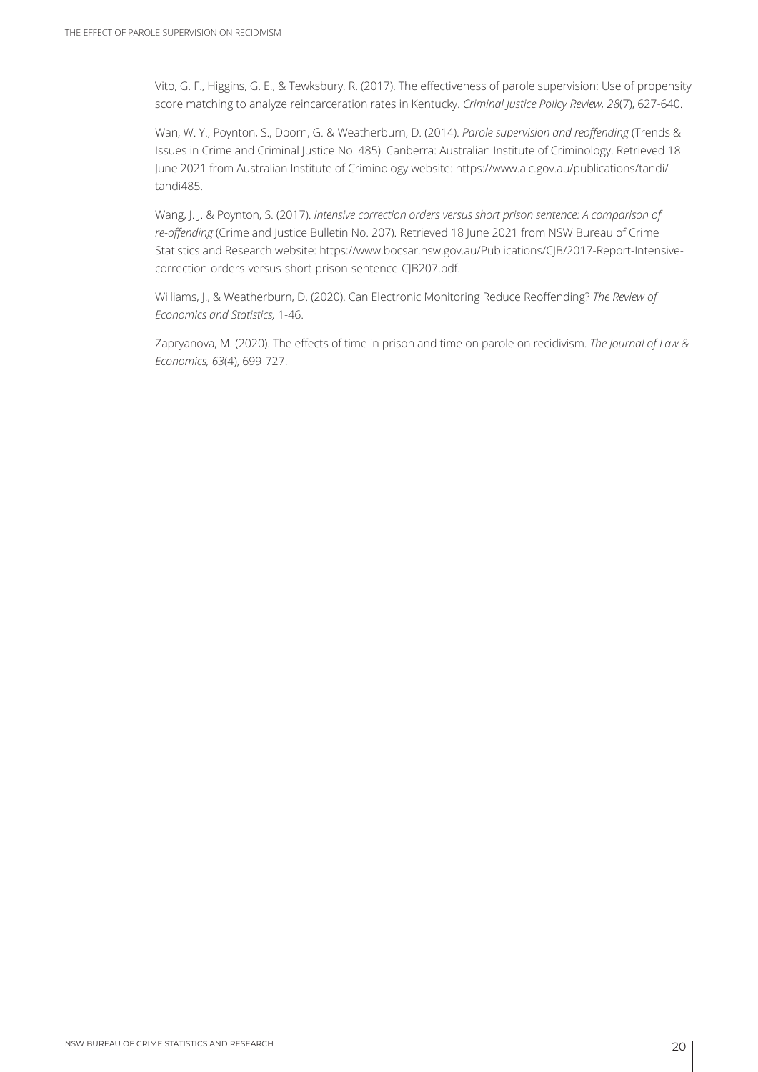Vito, G. F., Higgins, G. E., & Tewksbury, R. (2017). The effectiveness of parole supervision: Use of propensity score matching to analyze reincarceration rates in Kentucky. *Criminal Justice Policy Review, 28*(7), 627-640.

Wan, W. Y., Poynton, S., Doorn, G. & Weatherburn, D. (2014). *Parole supervision and reoffending* (Trends & Issues in Crime and Criminal Justice No. 485). Canberra: Australian Institute of Criminology. Retrieved 18 June 2021 from Australian Institute of Criminology website: https://www.aic.gov.au/publications/tandi/tandi485.

Wang, J. J. & Poynton, S. (2017). *Intensive correction orders versus short prison sentence: A comparison of re-offending* (Crime and Justice Bulletin No. 207). Retrieved 18 June 2021 from NSW Bureau of Crime Statistics and Research website: https://www.bocsar.nsw.gov.au/Publications/CJB/2017-Report-Intensive-correction-orders-versus-short-prison-sentence-CJB207.pdf.

Williams, J., & Weatherburn, D. (2020). Can Electronic Monitoring Reduce Reoffending? *The Review of Economics and Statistics,* 1-46.

Zapryanova, M. (2020). The effects of time in prison and time on parole on recidivism. *The Journal of Law & Economics, 63*(4), 699-727.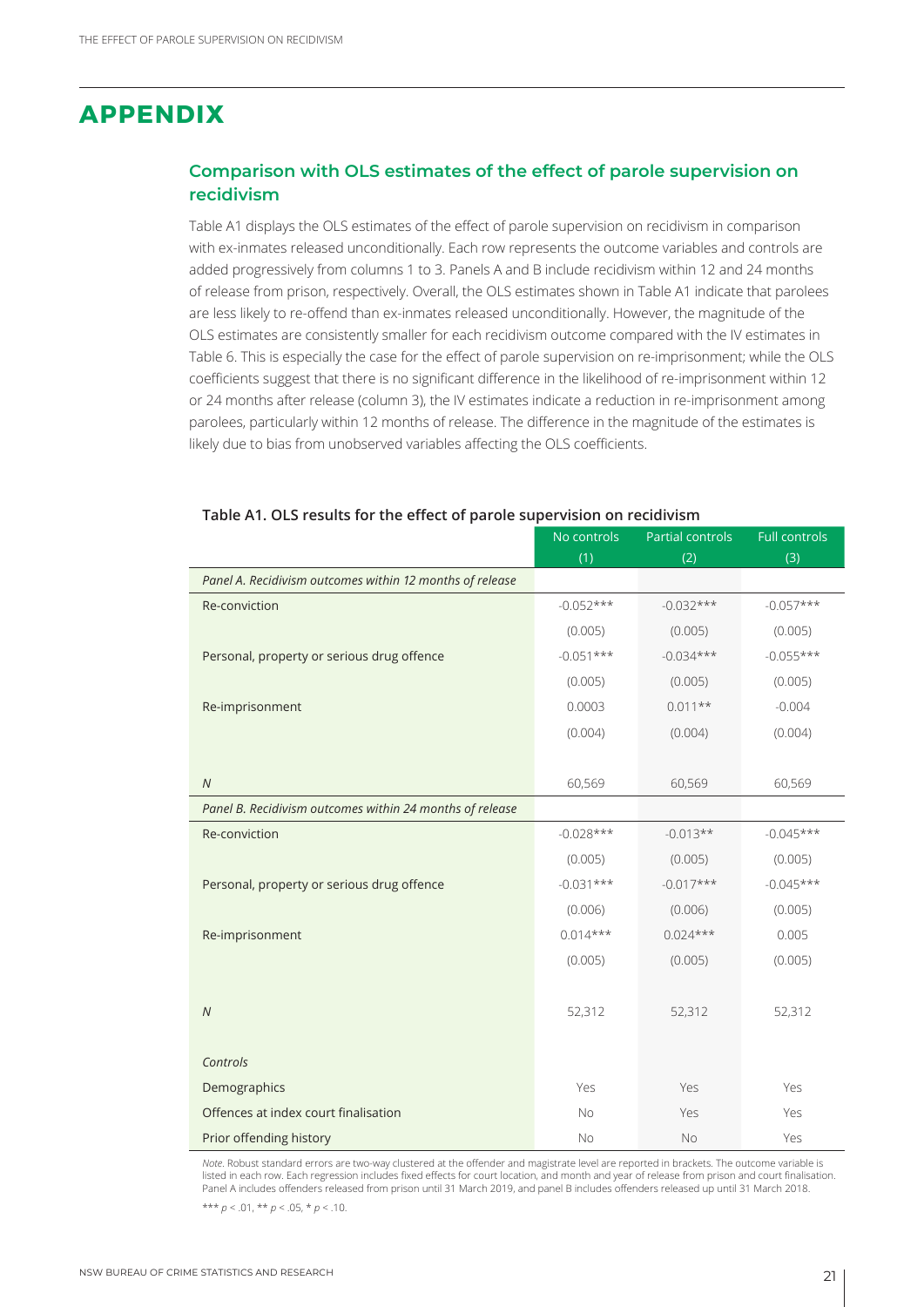# APPENDIX

## Comparison with OLS estimates of the effect of parole supervision on recidivism

Table A1 displays the OLS estimates of the effect of parole supervision on recidivism in comparison with ex-inmates released unconditionally. Each row represents the outcome variables and controls are added progressively from columns 1 to 3. Panels A and B include recidivism within 12 and 24 months of release from prison, respectively. Overall, the OLS estimates shown in Table A1 indicate that parolees are less likely to re-offend than ex-inmates released unconditionally. However, the magnitude of the OLS estimates are consistently smaller for each recidivism outcome compared with the IV estimates in Table 6. This is especially the case for the effect of parole supervision on re-imprisonment; while the OLS coefficients suggest that there is no significant difference in the likelihood of re-imprisonment within 12 or 24 months after release (column 3), the IV estimates indicate a reduction in re-imprisonment among parolees, particularly within 12 months of release. The difference in the magnitude of the estimates is likely due to bias from unobserved variables affecting the OLS coefficients.

**Table A1. OLS results for the effect of parole supervision on recidivism**

| | No controls (1) | Partial controls (2) | Full controls (3) |
|---|---|---|---|
| *Panel A. Recidivism outcomes within 12 months of release* | | | |
| Re-conviction | -0.052*** | -0.032*** | -0.057*** |
| | (0.005) | (0.005) | (0.005) |
| Personal, property or serious drug offence | -0.051*** | -0.034*** | -0.055*** |
| | (0.005) | (0.005) | (0.005) |
| Re-imprisonment | 0.0003 | 0.011** | -0.004 |
| | (0.004) | (0.004) | (0.004) |
| *N* | 60,569 | 60,569 | 60,569 |
| *Panel B. Recidivism outcomes within 24 months of release* | | | |
| Re-conviction | -0.028*** | -0.013** | -0.045*** |
| | (0.005) | (0.005) | (0.005) |
| Personal, property or serious drug offence | -0.031*** | -0.017*** | -0.045*** |
| | (0.006) | (0.006) | (0.005) |
| Re-imprisonment | 0.014*** | 0.024*** | 0.005 |
| | (0.005) | (0.005) | (0.005) |
| *N* | 52,312 | 52,312 | 52,312 |
| *Controls* | | | |
| Demographics | Yes | Yes | Yes |
| Offences at index court finalisation | No | Yes | Yes |
| Prior offending history | No | No | Yes |

*Note*. Robust standard errors are two-way clustered at the offender and magistrate level are reported in brackets. The outcome variable is listed in each row. Each regression includes fixed effects for court location, and month and year of release from prison and court finalisation. Panel A includes offenders released from prison until 31 March 2019, and panel B includes offenders released up until 31 March 2018.

*** $p < .01$, ** $p < .05$, * $p < .10$.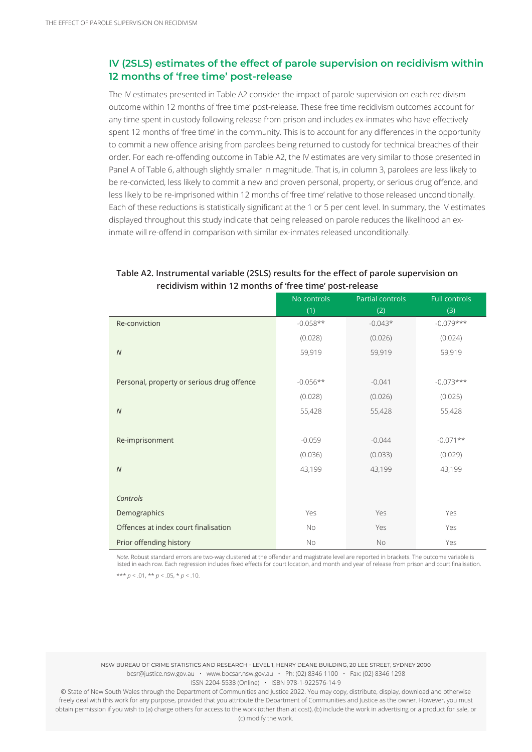## IV (2SLS) estimates of the effect of parole supervision on recidivism within 12 months of 'free time' post-release

The IV estimates presented in Table A2 consider the impact of parole supervision on each recidivism outcome within 12 months of 'free time' post-release. These free time recidivism outcomes account for any time spent in custody following release from prison and includes ex-inmates who have effectively spent 12 months of 'free time' in the community. This is to account for any differences in the opportunity to commit a new offence arising from parolees being returned to custody for technical breaches of their order. For each re-offending outcome in Table A2, the IV estimates are very similar to those presented in Panel A of Table 6, although slightly smaller in magnitude. That is, in column 3, parolees are less likely to be re-convicted, less likely to commit a new and proven personal, property, or serious drug offence, and less likely to be re-imprisoned within 12 months of 'free time' relative to those released unconditionally. Each of these reductions is statistically significant at the 1 or 5 per cent level. In summary, the IV estimates displayed throughout this study indicate that being released on parole reduces the likelihood an ex-inmate will re-offend in comparison with similar ex-inmates released unconditionally.

**Table A2. Instrumental variable (2SLS) results for the effect of parole supervision on recidivism within 12 months of 'free time' post-release**

| | No controls (1) | Partial controls (2) | Full controls (3) |
|---|---|---|---|
| Re-conviction | -0.058** | -0.043* | -0.079*** |
| | (0.028) | (0.026) | (0.024) |
| *N* | 59,919 | 59,919 | 59,919 |
| | | | |
| Personal, property or serious drug offence | -0.056** | -0.041 | -0.073*** |
| | (0.028) | (0.026) | (0.025) |
| *N* | 55,428 | 55,428 | 55,428 |
| | | | |
| Re-imprisonment | -0.059 | -0.044 | -0.071** |
| | (0.036) | (0.033) | (0.029) |
| *N* | 43,199 | 43,199 | 43,199 |
| | | | |
| *Controls* | | | |
| Demographics | Yes | Yes | Yes |
| Offences at index court finalisation | No | Yes | Yes |
| Prior offending history | No | No | Yes |

*Note*. Robust standard errors are two-way clustered at the offender and magistrate level are reported in brackets. The outcome variable is listed in each row. Each regression includes fixed effects for court location, and month and year of release from prison and court finalisation.

*** $p < .01$, ** $p < .05$, * $p < .10$.

NSW BUREAU OF CRIME STATISTICS AND RESEARCH - LEVEL 1, HENRY DEANE BUILDING, 20 LEE STREET, SYDNEY 2000
bcsr@justice.nsw.gov.au • www.bocsar.nsw.gov.au • Ph: (02) 8346 1100 • Fax: (02) 8346 1298
ISSN 2204-5538 (Online) • ISBN 978-1-922576-14-9

© State of New South Wales through the Department of Communities and Justice 2022. You may copy, distribute, display, download and otherwise freely deal with this work for any purpose, provided that you attribute the Department of Communities and Justice as the owner. However, you must obtain permission if you wish to (a) charge others for access to the work (other than at cost), (b) include the work in advertising or a product for sale, or (c) modify the work.